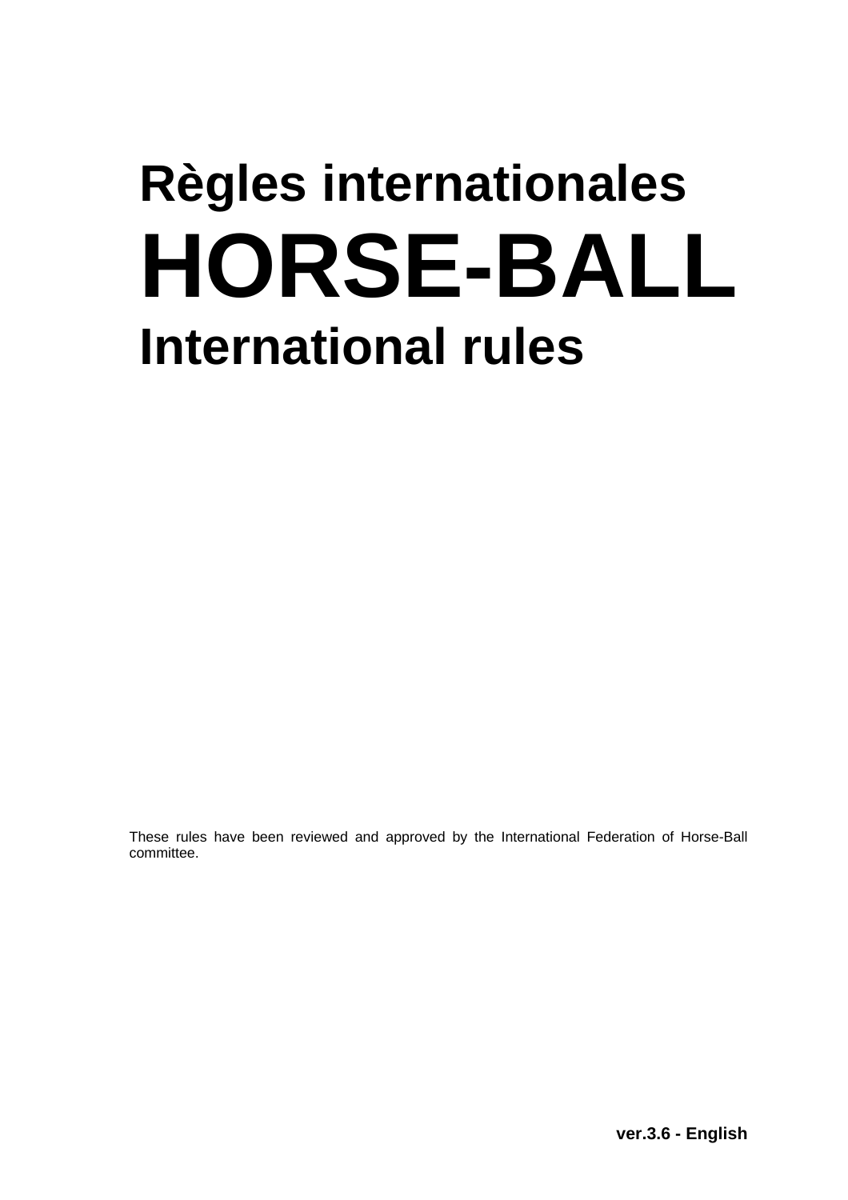# Règles internationales

# HORSE-BALL

# International rules

These rules have been reviewed and approved by the International Federation of Horse-Ball committee.

**ver.3.6 - English**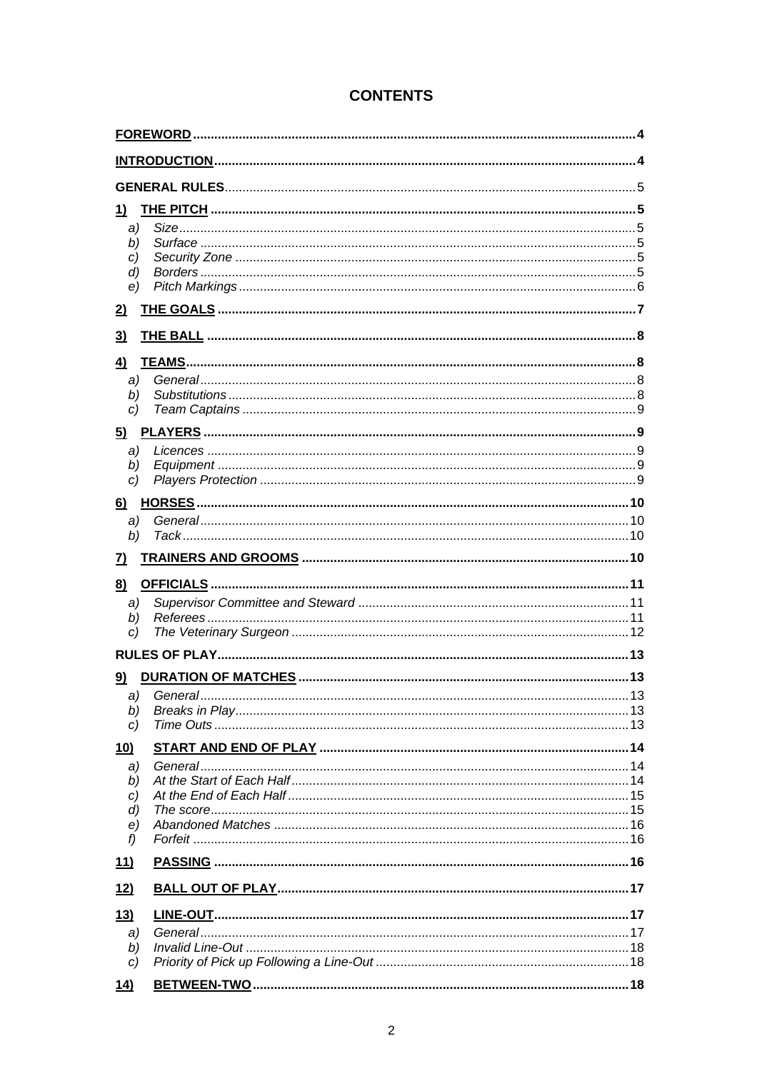# CONTENTS

**FOREWORD** .... 4

**INTRODUCTION** .... 4

**GENERAL RULES** .... 5

**1) THE PITCH** .... 5

- a) *Size* .... 5
- b) *Surface* .... 5
- c) *Security Zone* .... 5
- d) *Borders* .... 5
- e) *Pitch Markings* .... 6

**2) THE GOALS** .... 7

**3) THE BALL** .... 8

**4) TEAMS** .... 8

- a) *General* .... 8
- b) *Substitutions* .... 8
- c) *Team Captains* .... 9

**5) PLAYERS** .... 9

- a) *Licences* .... 9
- b) *Equipment* .... 9
- c) *Players Protection* .... 9

**6) HORSES** .... 10

- a) *General* .... 10
- b) *Tack* .... 10

**7) TRAINERS AND GROOMS** .... 10

**8) OFFICIALS** .... 11

- a) *Supervisor Committee and Steward* .... 11
- b) *Referees* .... 11
- c) *The Veterinary Surgeon* .... 12

**RULES OF PLAY** .... 13

**9) DURATION OF MATCHES** .... 13

- a) *General* .... 13
- b) *Breaks in Play* .... 13
- c) *Time Outs* .... 13

**10) START AND END OF PLAY** .... 14

- a) *General* .... 14
- b) *At the Start of Each Half* .... 14
- c) *At the End of Each Half* .... 15
- d) *The score* .... 15
- e) *Abandoned Matches* .... 16
- f) *Forfeit* .... 16

**11) PASSING** .... 16

**12) BALL OUT OF PLAY** .... 17

**13) LINE-OUT** .... 17

- a) *General* .... 17
- b) *Invalid Line-Out* .... 18
- c) *Priority of Pick up Following a Line-Out* .... 18

**14) BETWEEN-TWO** .... 18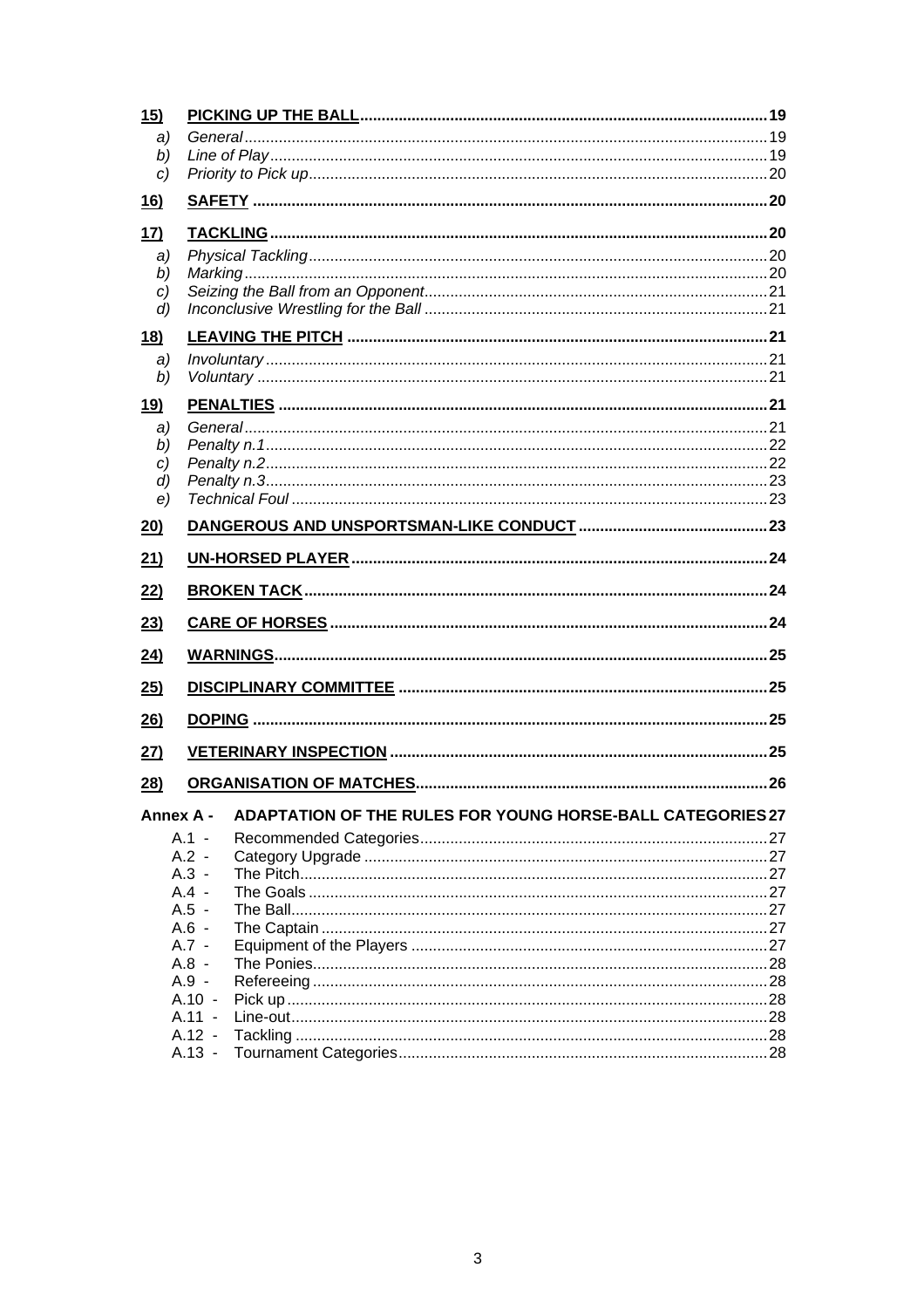**15) PICKING UP THE BALL** ... 19

- a) *General* ... 19
- b) *Line of Play* ... 19
- c) *Priority to Pick up* ... 20

**16) SAFETY** ... 20

**17) TACKLING** ... 20

- a) *Physical Tackling* ... 20
- b) *Marking* ... 20
- c) *Seizing the Ball from an Opponent* ... 21
- d) *Inconclusive Wrestling for the Ball* ... 21

**18) LEAVING THE PITCH** ... 21

- a) *Involuntary* ... 21
- b) *Voluntary* ... 21

**19) PENALTIES** ... 21

- a) *General* ... 21
- b) *Penalty n.1* ... 22
- c) *Penalty n.2* ... 22
- d) *Penalty n.3* ... 23
- e) *Technical Foul* ... 23

**20) DANGEROUS AND UNSPORTSMAN-LIKE CONDUCT** ... 23

**21) UN-HORSED PLAYER** ... 24

**22) BROKEN TACK** ... 24

**23) CARE OF HORSES** ... 24

**24) WARNINGS** ... 25

**25) DISCIPLINARY COMMITTEE** ... 25

**26) DOPING** ... 25

**27) VETERINARY INSPECTION** ... 25

**28) ORGANISATION OF MATCHES** ... 26

**Annex A - ADAPTATION OF THE RULES FOR YOUNG HORSE-BALL CATEGORIES** 27

- A.1 - Recommended Categories ... 27
- A.2 - Category Upgrade ... 27
- A.3 - The Pitch ... 27
- A.4 - The Goals ... 27
- A.5 - The Ball ... 27
- A.6 - The Captain ... 27
- A.7 - Equipment of the Players ... 27
- A.8 - The Ponies ... 28
- A.9 - Refereeing ... 28
- A.10 - Pick up ... 28
- A.11 - Line-out ... 28
- A.12 - Tackling ... 28
- A.13 - Tournament Categories ... 28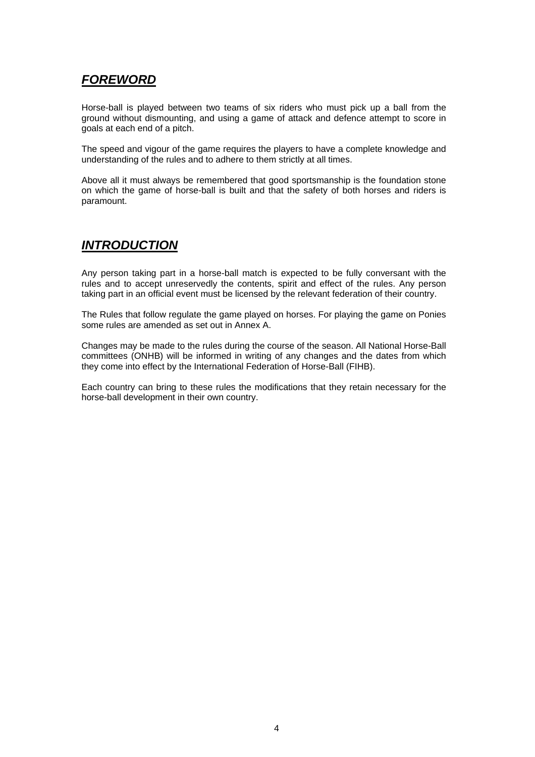## ***FOREWORD***

Horse-ball is played between two teams of six riders who must pick up a ball from the ground without dismounting, and using a game of attack and defence attempt to score in goals at each end of a pitch.

The speed and vigour of the game requires the players to have a complete knowledge and understanding of the rules and to adhere to them strictly at all times.

Above all it must always be remembered that good sportsmanship is the foundation stone on which the game of horse-ball is built and that the safety of both horses and riders is paramount.

## ***INTRODUCTION***

Any person taking part in a horse-ball match is expected to be fully conversant with the rules and to accept unreservedly the contents, spirit and effect of the rules. Any person taking part in an official event must be licensed by the relevant federation of their country.

The Rules that follow regulate the game played on horses. For playing the game on Ponies some rules are amended as set out in Annex A.

Changes may be made to the rules during the course of the season. All National Horse-Ball committees (ONHB) will be informed in writing of any changes and the dates from which they come into effect by the International Federation of Horse-Ball (FIHB).

Each country can bring to these rules the modifications that they retain necessary for the horse-ball development in their own country.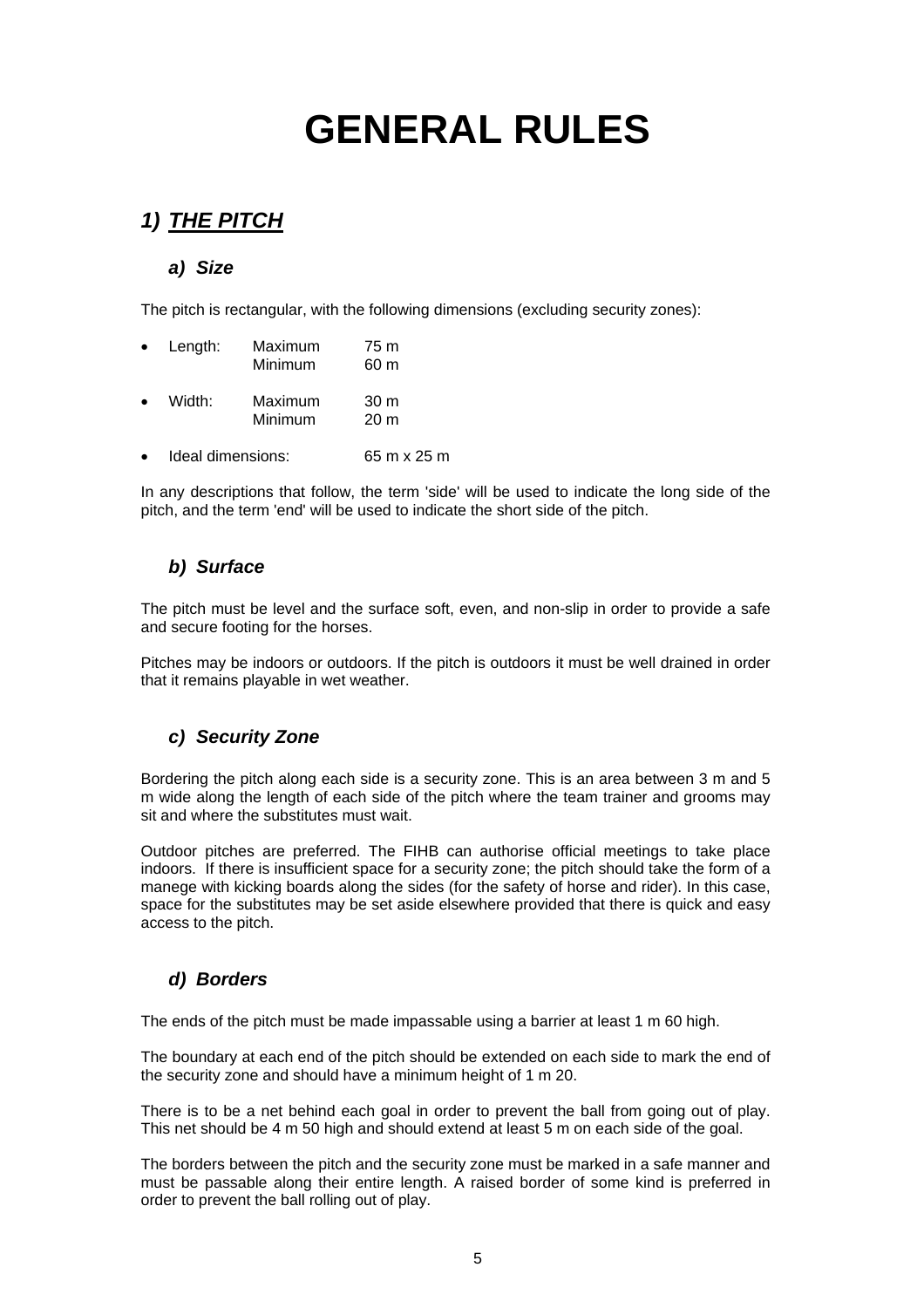# GENERAL RULES

## 1) THE PITCH

### a) Size

The pitch is rectangular, with the following dimensions (excluding security zones):

- Length: Maximum 75 m
  Minimum 60 m
- Width: Maximum 30 m
  Minimum 20 m
- Ideal dimensions: 65 m x 25 m

In any descriptions that follow, the term 'side' will be used to indicate the long side of the pitch, and the term 'end' will be used to indicate the short side of the pitch.

### b) Surface

The pitch must be level and the surface soft, even, and non-slip in order to provide a safe and secure footing for the horses.

Pitches may be indoors or outdoors. If the pitch is outdoors it must be well drained in order that it remains playable in wet weather.

### c) Security Zone

Bordering the pitch along each side is a security zone. This is an area between 3 m and 5 m wide along the length of each side of the pitch where the team trainer and grooms may sit and where the substitutes must wait.

Outdoor pitches are preferred. The FIHB can authorise official meetings to take place indoors. If there is insufficient space for a security zone; the pitch should take the form of a manege with kicking boards along the sides (for the safety of horse and rider). In this case, space for the substitutes may be set aside elsewhere provided that there is quick and easy access to the pitch.

### d) Borders

The ends of the pitch must be made impassable using a barrier at least 1 m 60 high.

The boundary at each end of the pitch should be extended on each side to mark the end of the security zone and should have a minimum height of 1 m 20.

There is to be a net behind each goal in order to prevent the ball from going out of play. This net should be 4 m 50 high and should extend at least 5 m on each side of the goal.

The borders between the pitch and the security zone must be marked in a safe manner and must be passable along their entire length. A raised border of some kind is preferred in order to prevent the ball rolling out of play.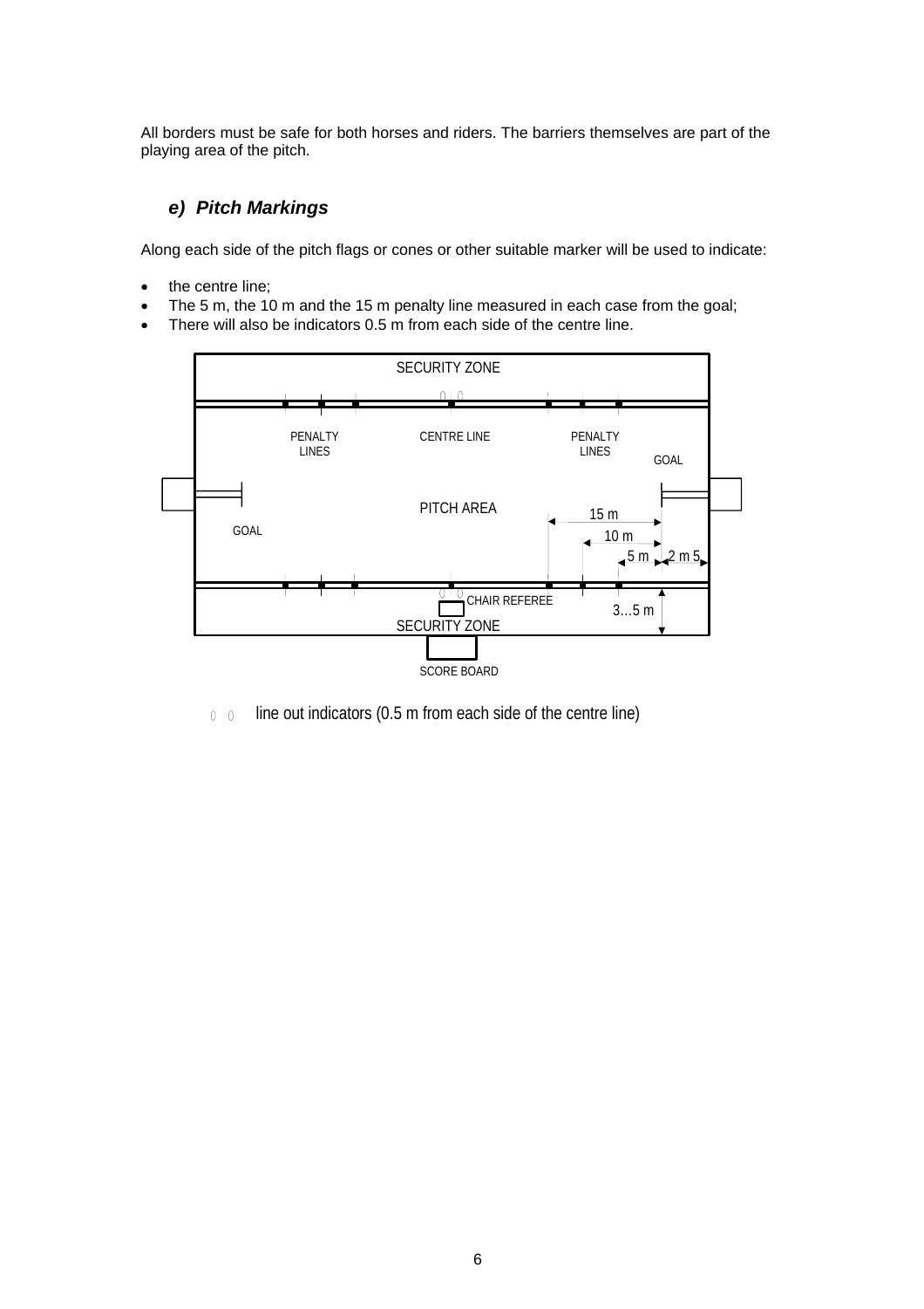All borders must be safe for both horses and riders. The barriers themselves are part of the playing area of the pitch.

### *e) Pitch Markings*

Along each side of the pitch flags or cones or other suitable marker will be used to indicate:

- the centre line;
- The 5 m, the 10 m and the 15 m penalty line measured in each case from the goal;
- There will also be indicators 0.5 m from each side of the centre line.

SECURITY ZONE

PENALTY LINES | CENTRE LINE | PENALTY LINES

GOAL | PITCH AREA | GOAL

15 m | 10 m | 5 m | 2 m 5

CHAIR REFEREE | 3…5 m

SECURITY ZONE

SCORE BOARD

line out indicators (0.5 m from each side of the centre line)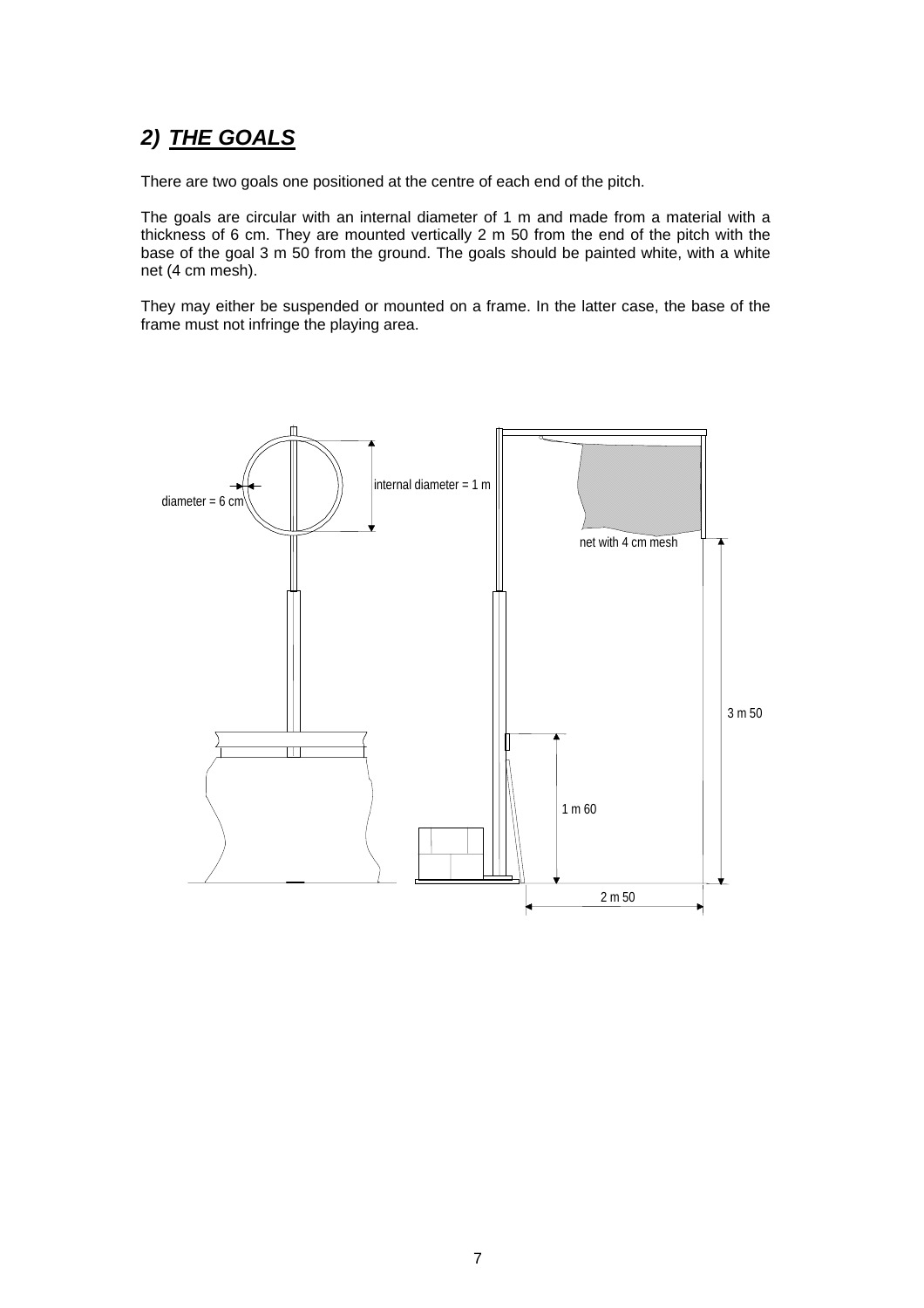## *2) THE GOALS*

There are two goals one positioned at the centre of each end of the pitch.

The goals are circular with an internal diameter of 1 m and made from a material with a thickness of 6 cm. They are mounted vertically 2 m 50 from the end of the pitch with the base of the goal 3 m 50 from the ground. The goals should be painted white, with a white net (4 cm mesh).

They may either be suspended or mounted on a frame. In the latter case, the base of the frame must not infringe the playing area.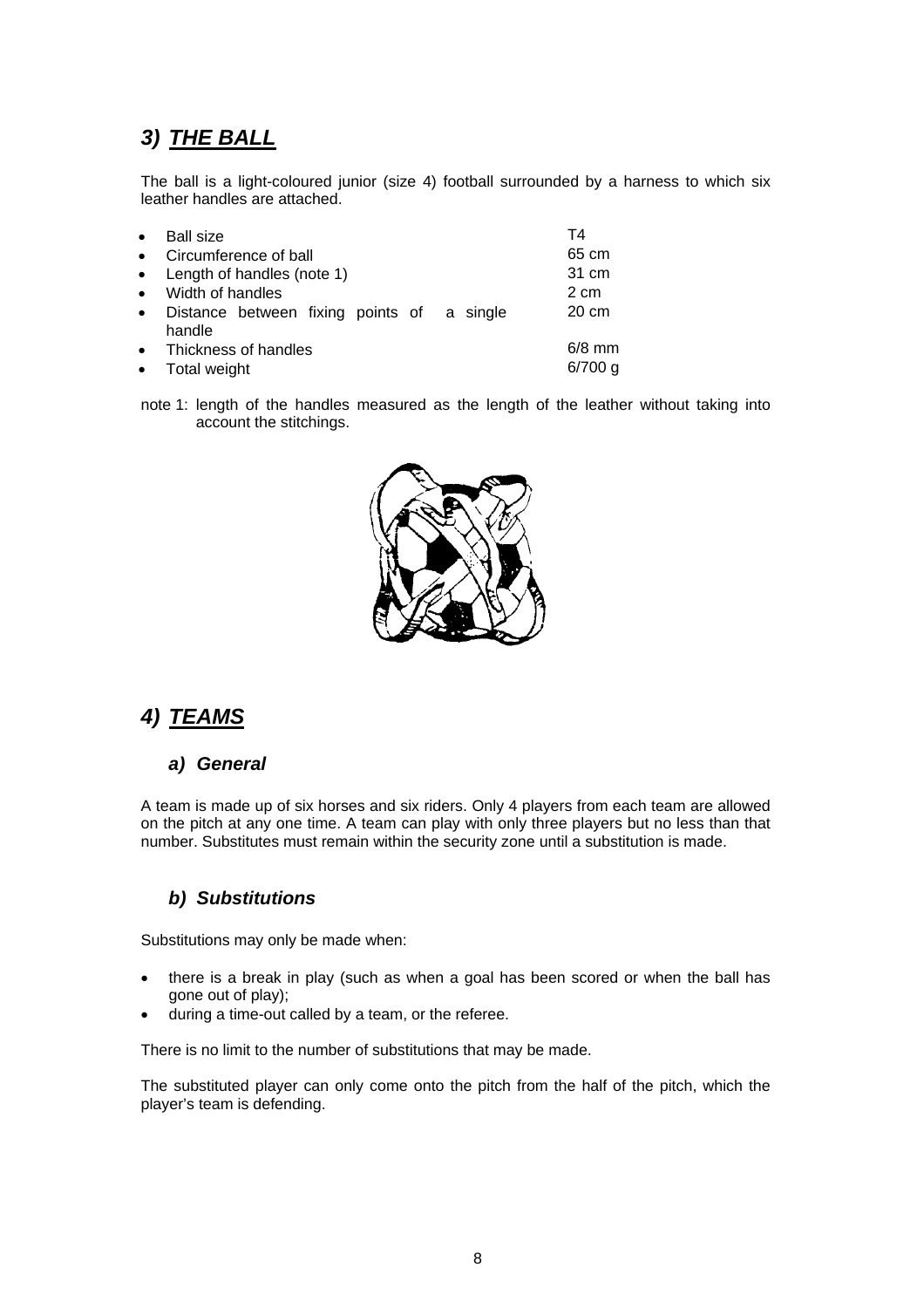## 3) THE BALL

The ball is a light-coloured junior (size 4) football surrounded by a harness to which six leather handles are attached.

- Ball size — T4
- Circumference of ball — 65 cm
- Length of handles (note 1) — 31 cm
- Width of handles — 2 cm
- Distance between fixing points of a single handle — 20 cm
- Thickness of handles — 6/8 mm
- Total weight — 6/700 g

note 1: length of the handles measured as the length of the leather without taking into account the stitchings.

## 4) TEAMS

### a) General

A team is made up of six horses and six riders. Only 4 players from each team are allowed on the pitch at any one time. A team can play with only three players but no less than that number. Substitutes must remain within the security zone until a substitution is made.

### b) Substitutions

Substitutions may only be made when:

- there is a break in play (such as when a goal has been scored or when the ball has gone out of play);
- during a time-out called by a team, or the referee.

There is no limit to the number of substitutions that may be made.

The substituted player can only come onto the pitch from the half of the pitch, which the player's team is defending.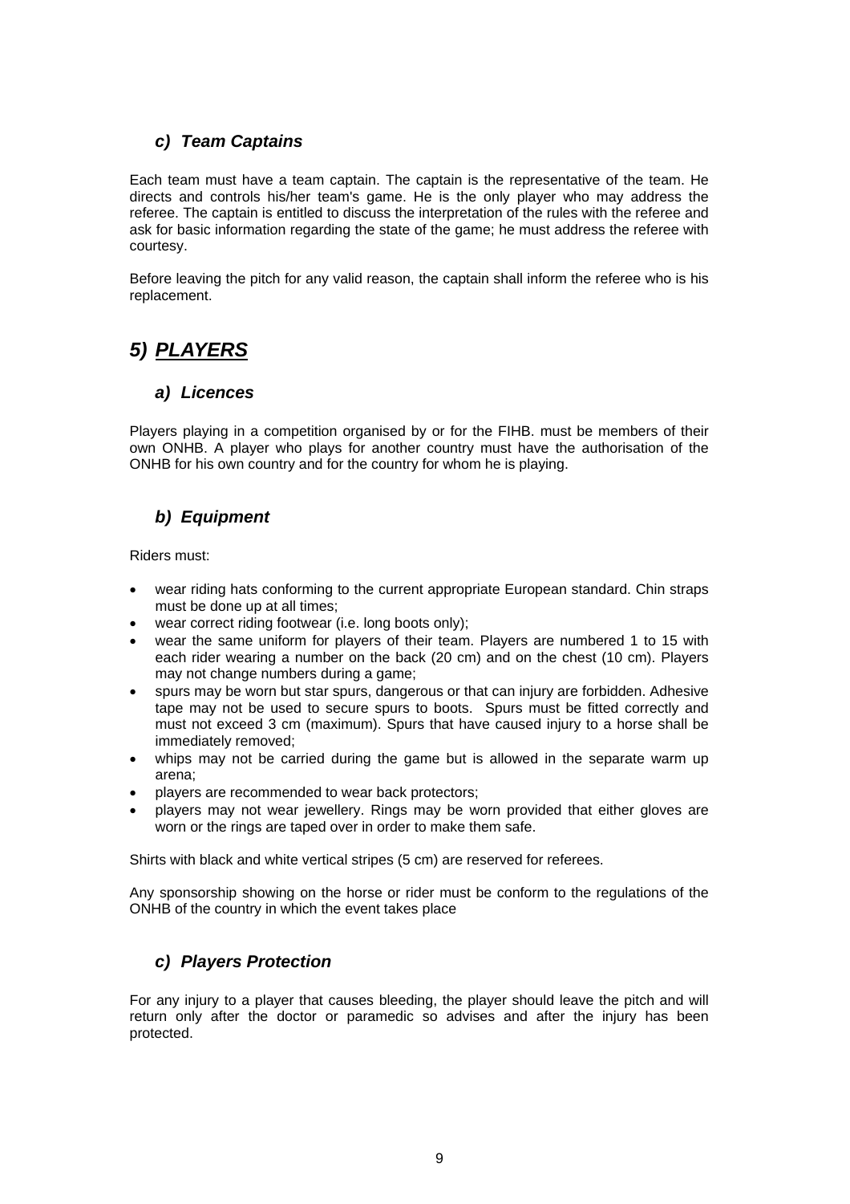### *c) Team Captains*

Each team must have a team captain. The captain is the representative of the team. He directs and controls his/her team's game. He is the only player who may address the referee. The captain is entitled to discuss the interpretation of the rules with the referee and ask for basic information regarding the state of the game; he must address the referee with courtesy.

Before leaving the pitch for any valid reason, the captain shall inform the referee who is his replacement.

## *5) PLAYERS*

### *a) Licences*

Players playing in a competition organised by or for the FIHB. must be members of their own ONHB. A player who plays for another country must have the authorisation of the ONHB for his own country and for the country for whom he is playing.

### *b) Equipment*

Riders must:

- wear riding hats conforming to the current appropriate European standard. Chin straps must be done up at all times;
- wear correct riding footwear (i.e. long boots only);
- wear the same uniform for players of their team. Players are numbered 1 to 15 with each rider wearing a number on the back (20 cm) and on the chest (10 cm). Players may not change numbers during a game;
- spurs may be worn but star spurs, dangerous or that can injury are forbidden. Adhesive tape may not be used to secure spurs to boots. Spurs must be fitted correctly and must not exceed 3 cm (maximum). Spurs that have caused injury to a horse shall be immediately removed;
- whips may not be carried during the game but is allowed in the separate warm up arena;
- players are recommended to wear back protectors;
- players may not wear jewellery. Rings may be worn provided that either gloves are worn or the rings are taped over in order to make them safe.

Shirts with black and white vertical stripes (5 cm) are reserved for referees.

Any sponsorship showing on the horse or rider must be conform to the regulations of the ONHB of the country in which the event takes place

### *c) Players Protection*

For any injury to a player that causes bleeding, the player should leave the pitch and will return only after the doctor or paramedic so advises and after the injury has been protected.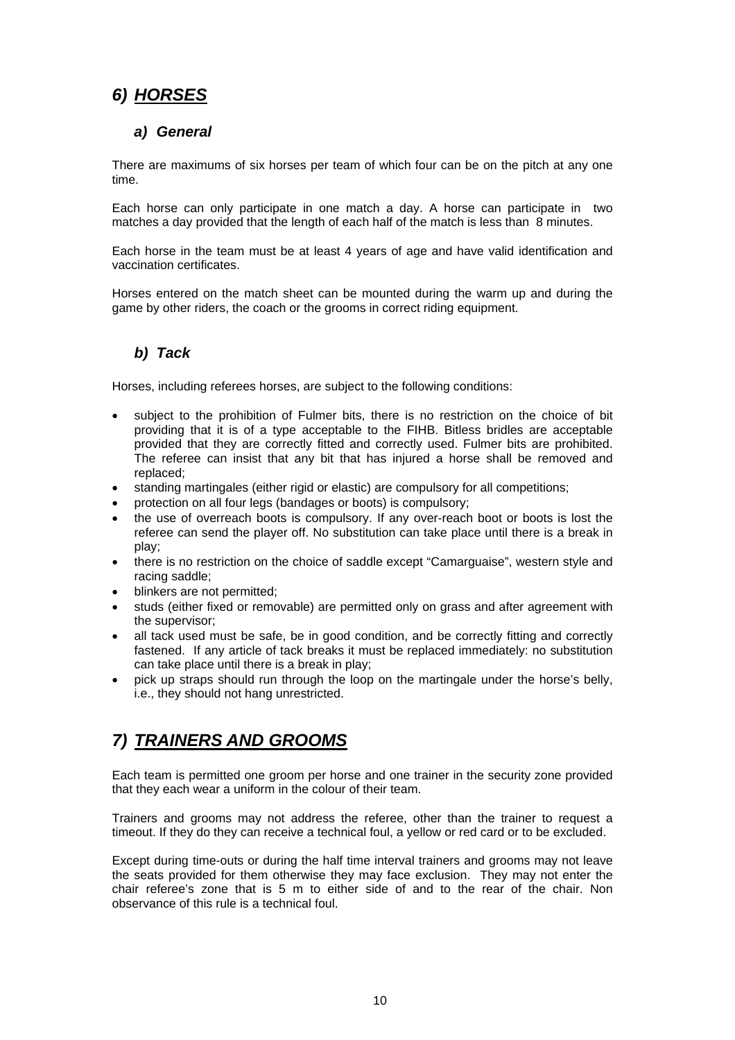## *6) HORSES*

### *a) General*

There are maximums of six horses per team of which four can be on the pitch at any one time.

Each horse can only participate in one match a day. A horse can participate in two matches a day provided that the length of each half of the match is less than 8 minutes.

Each horse in the team must be at least 4 years of age and have valid identification and vaccination certificates.

Horses entered on the match sheet can be mounted during the warm up and during the game by other riders, the coach or the grooms in correct riding equipment.

### *b) Tack*

Horses, including referees horses, are subject to the following conditions:

- subject to the prohibition of Fulmer bits, there is no restriction on the choice of bit providing that it is of a type acceptable to the FIHB. Bitless bridles are acceptable provided that they are correctly fitted and correctly used. Fulmer bits are prohibited. The referee can insist that any bit that has injured a horse shall be removed and replaced;
- standing martingales (either rigid or elastic) are compulsory for all competitions;
- protection on all four legs (bandages or boots) is compulsory;
- the use of overreach boots is compulsory. If any over-reach boot or boots is lost the referee can send the player off. No substitution can take place until there is a break in play;
- there is no restriction on the choice of saddle except "Camarguaise", western style and racing saddle;
- blinkers are not permitted;
- studs (either fixed or removable) are permitted only on grass and after agreement with the supervisor;
- all tack used must be safe, be in good condition, and be correctly fitting and correctly fastened. If any article of tack breaks it must be replaced immediately: no substitution can take place until there is a break in play;
- pick up straps should run through the loop on the martingale under the horse's belly, i.e., they should not hang unrestricted.

## *7) TRAINERS AND GROOMS*

Each team is permitted one groom per horse and one trainer in the security zone provided that they each wear a uniform in the colour of their team.

Trainers and grooms may not address the referee, other than the trainer to request a timeout. If they do they can receive a technical foul, a yellow or red card or to be excluded.

Except during time-outs or during the half time interval trainers and grooms may not leave the seats provided for them otherwise they may face exclusion. They may not enter the chair referee's zone that is 5 m to either side of and to the rear of the chair. Non observance of this rule is a technical foul.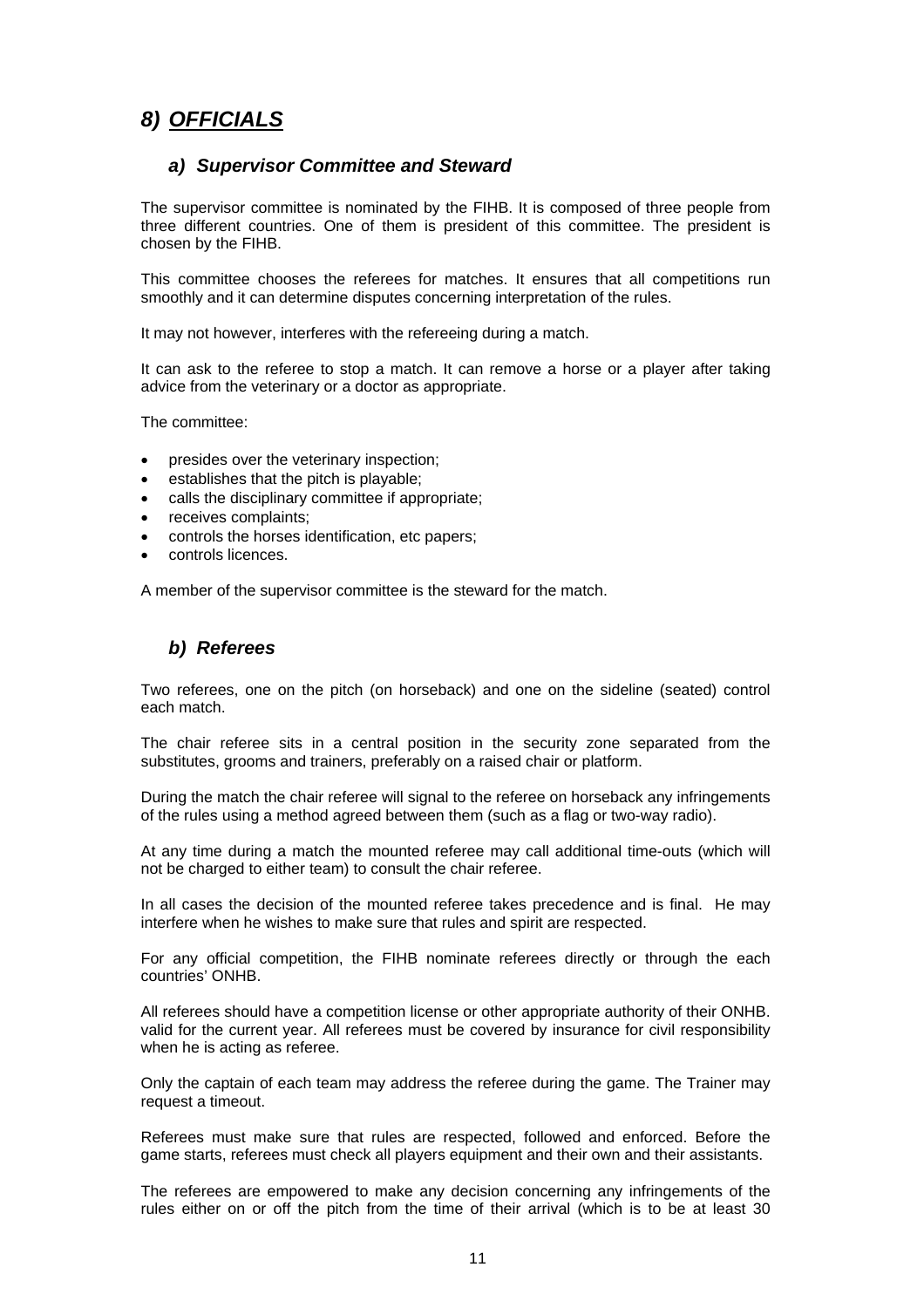## *8) OFFICIALS*

### *a) Supervisor Committee and Steward*

The supervisor committee is nominated by the FIHB. It is composed of three people from three different countries. One of them is president of this committee. The president is chosen by the FIHB.

This committee chooses the referees for matches. It ensures that all competitions run smoothly and it can determine disputes concerning interpretation of the rules.

It may not however, interferes with the refereeing during a match.

It can ask to the referee to stop a match. It can remove a horse or a player after taking advice from the veterinary or a doctor as appropriate.

The committee:

- presides over the veterinary inspection;
- establishes that the pitch is playable;
- calls the disciplinary committee if appropriate;
- receives complaints;
- controls the horses identification, etc papers;
- controls licences.

A member of the supervisor committee is the steward for the match.

### *b) Referees*

Two referees, one on the pitch (on horseback) and one on the sideline (seated) control each match.

The chair referee sits in a central position in the security zone separated from the substitutes, grooms and trainers, preferably on a raised chair or platform.

During the match the chair referee will signal to the referee on horseback any infringements of the rules using a method agreed between them (such as a flag or two-way radio).

At any time during a match the mounted referee may call additional time-outs (which will not be charged to either team) to consult the chair referee.

In all cases the decision of the mounted referee takes precedence and is final. He may interfere when he wishes to make sure that rules and spirit are respected.

For any official competition, the FIHB nominate referees directly or through the each countries' ONHB.

All referees should have a competition license or other appropriate authority of their ONHB. valid for the current year. All referees must be covered by insurance for civil responsibility when he is acting as referee.

Only the captain of each team may address the referee during the game. The Trainer may request a timeout.

Referees must make sure that rules are respected, followed and enforced. Before the game starts, referees must check all players equipment and their own and their assistants.

The referees are empowered to make any decision concerning any infringements of the rules either on or off the pitch from the time of their arrival (which is to be at least 30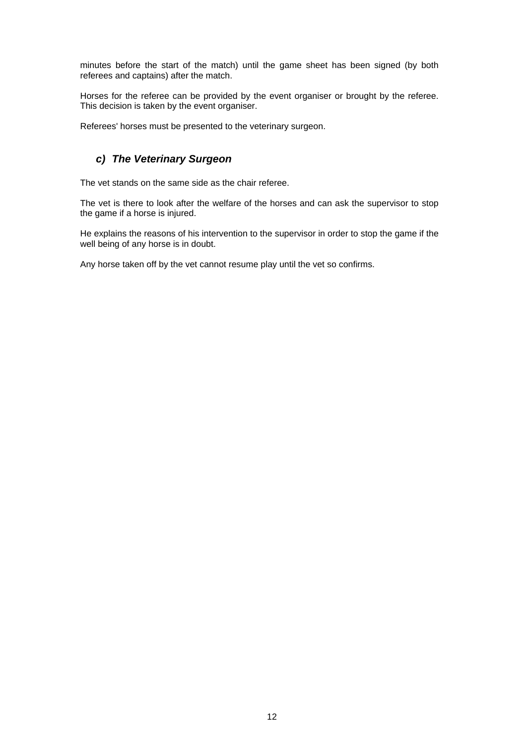minutes before the start of the match) until the game sheet has been signed (by both referees and captains) after the match.

Horses for the referee can be provided by the event organiser or brought by the referee. This decision is taken by the event organiser.

Referees' horses must be presented to the veterinary surgeon.

### *c) The Veterinary Surgeon*

The vet stands on the same side as the chair referee.

The vet is there to look after the welfare of the horses and can ask the supervisor to stop the game if a horse is injured.

He explains the reasons of his intervention to the supervisor in order to stop the game if the well being of any horse is in doubt.

Any horse taken off by the vet cannot resume play until the vet so confirms.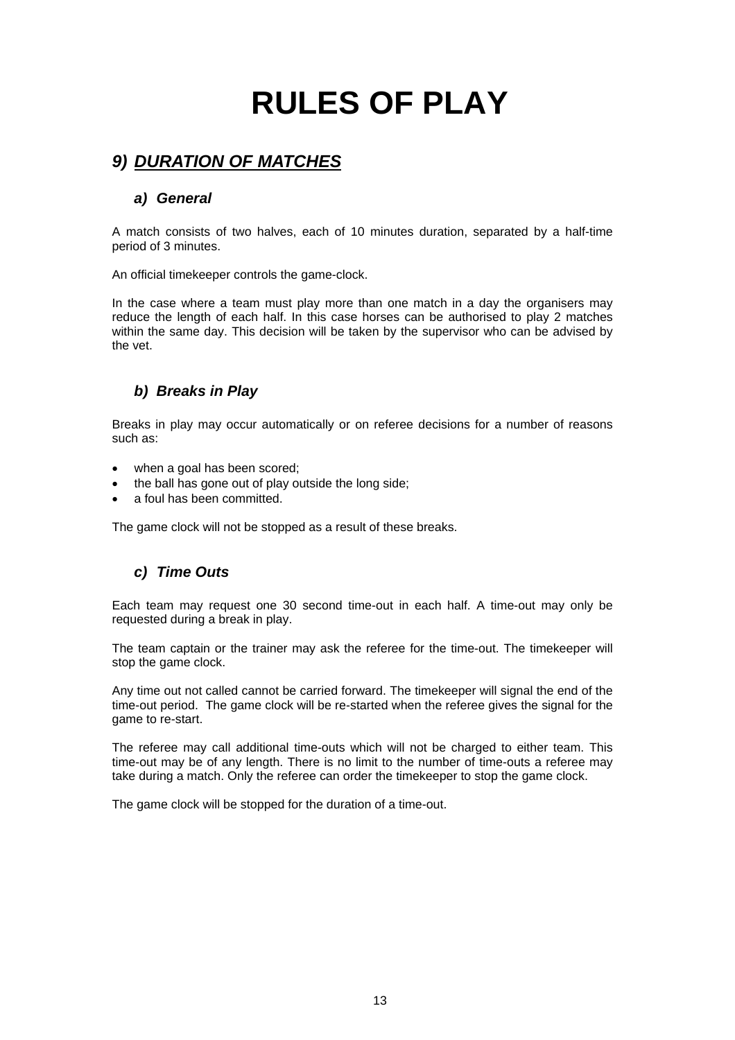# RULES OF PLAY

## *9) DURATION OF MATCHES*

### *a) General*

A match consists of two halves, each of 10 minutes duration, separated by a half-time period of 3 minutes.

An official timekeeper controls the game-clock.

In the case where a team must play more than one match in a day the organisers may reduce the length of each half. In this case horses can be authorised to play 2 matches within the same day. This decision will be taken by the supervisor who can be advised by the vet.

### *b) Breaks in Play*

Breaks in play may occur automatically or on referee decisions for a number of reasons such as:

- when a goal has been scored;
- the ball has gone out of play outside the long side;
- a foul has been committed.

The game clock will not be stopped as a result of these breaks.

### *c) Time Outs*

Each team may request one 30 second time-out in each half. A time-out may only be requested during a break in play.

The team captain or the trainer may ask the referee for the time-out. The timekeeper will stop the game clock.

Any time out not called cannot be carried forward. The timekeeper will signal the end of the time-out period. The game clock will be re-started when the referee gives the signal for the game to re-start.

The referee may call additional time-outs which will not be charged to either team. This time-out may be of any length. There is no limit to the number of time-outs a referee may take during a match. Only the referee can order the timekeeper to stop the game clock.

The game clock will be stopped for the duration of a time-out.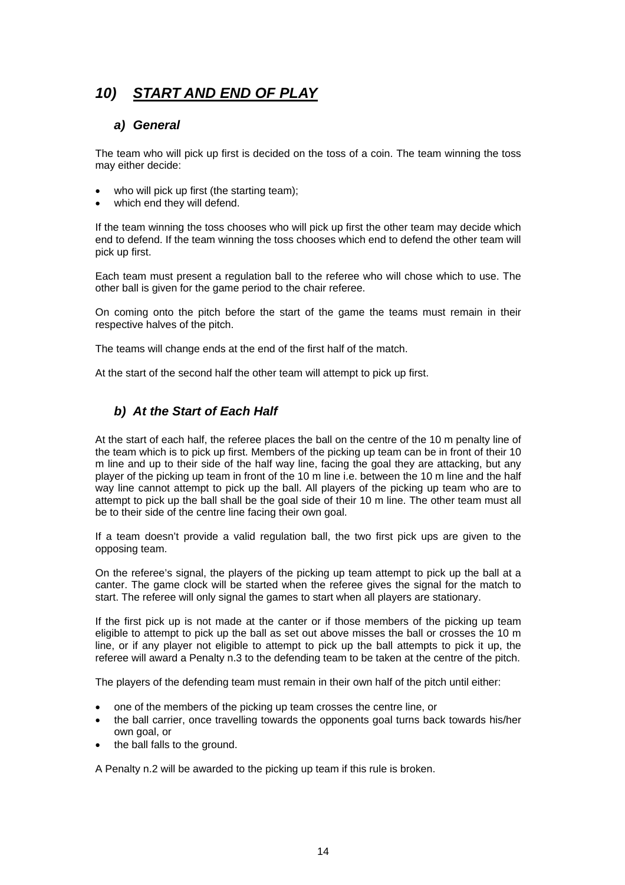## *10) START AND END OF PLAY*

### *a) General*

The team who will pick up first is decided on the toss of a coin. The team winning the toss may either decide:

- who will pick up first (the starting team);
- which end they will defend.

If the team winning the toss chooses who will pick up first the other team may decide which end to defend. If the team winning the toss chooses which end to defend the other team will pick up first.

Each team must present a regulation ball to the referee who will chose which to use. The other ball is given for the game period to the chair referee.

On coming onto the pitch before the start of the game the teams must remain in their respective halves of the pitch.

The teams will change ends at the end of the first half of the match.

At the start of the second half the other team will attempt to pick up first.

### *b) At the Start of Each Half*

At the start of each half, the referee places the ball on the centre of the 10 m penalty line of the team which is to pick up first. Members of the picking up team can be in front of their 10 m line and up to their side of the half way line, facing the goal they are attacking, but any player of the picking up team in front of the 10 m line i.e. between the 10 m line and the half way line cannot attempt to pick up the ball. All players of the picking up team who are to attempt to pick up the ball shall be the goal side of their 10 m line. The other team must all be to their side of the centre line facing their own goal.

If a team doesn't provide a valid regulation ball, the two first pick ups are given to the opposing team.

On the referee's signal, the players of the picking up team attempt to pick up the ball at a canter. The game clock will be started when the referee gives the signal for the match to start. The referee will only signal the games to start when all players are stationary.

If the first pick up is not made at the canter or if those members of the picking up team eligible to attempt to pick up the ball as set out above misses the ball or crosses the 10 m line, or if any player not eligible to attempt to pick up the ball attempts to pick it up, the referee will award a Penalty n.3 to the defending team to be taken at the centre of the pitch.

The players of the defending team must remain in their own half of the pitch until either:

- one of the members of the picking up team crosses the centre line, or
- the ball carrier, once travelling towards the opponents goal turns back towards his/her own goal, or
- the ball falls to the ground.

A Penalty n.2 will be awarded to the picking up team if this rule is broken.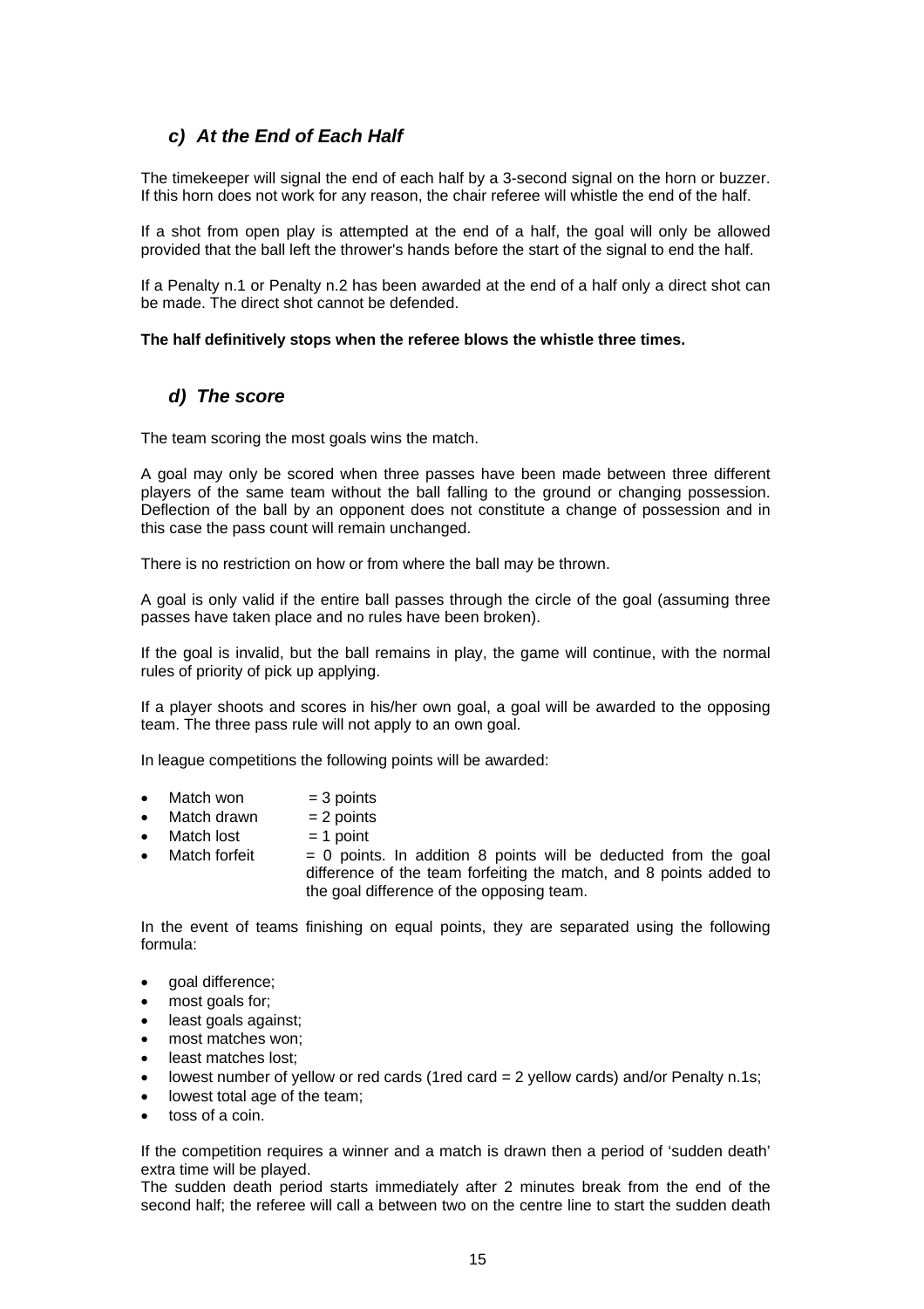### *c) At the End of Each Half*

The timekeeper will signal the end of each half by a 3-second signal on the horn or buzzer. If this horn does not work for any reason, the chair referee will whistle the end of the half.

If a shot from open play is attempted at the end of a half, the goal will only be allowed provided that the ball left the thrower's hands before the start of the signal to end the half.

If a Penalty n.1 or Penalty n.2 has been awarded at the end of a half only a direct shot can be made. The direct shot cannot be defended.

**The half definitively stops when the referee blows the whistle three times.**

### *d) The score*

The team scoring the most goals wins the match.

A goal may only be scored when three passes have been made between three different players of the same team without the ball falling to the ground or changing possession. Deflection of the ball by an opponent does not constitute a change of possession and in this case the pass count will remain unchanged.

There is no restriction on how or from where the ball may be thrown.

A goal is only valid if the entire ball passes through the circle of the goal (assuming three passes have taken place and no rules have been broken).

If the goal is invalid, but the ball remains in play, the game will continue, with the normal rules of priority of pick up applying.

If a player shoots and scores in his/her own goal, a goal will be awarded to the opposing team. The three pass rule will not apply to an own goal.

In league competitions the following points will be awarded:

- Match won = 3 points
- Match drawn = 2 points
- Match lost = 1 point
- Match forfeit = 0 points. In addition 8 points will be deducted from the goal difference of the team forfeiting the match, and 8 points added to the goal difference of the opposing team.

In the event of teams finishing on equal points, they are separated using the following formula:

- goal difference;
- most goals for;
- least goals against;
- most matches won;
- least matches lost;
- lowest number of yellow or red cards (1red card = 2 yellow cards) and/or Penalty n.1s;
- lowest total age of the team;
- toss of a coin.

If the competition requires a winner and a match is drawn then a period of 'sudden death' extra time will be played.
The sudden death period starts immediately after 2 minutes break from the end of the second half; the referee will call a between two on the centre line to start the sudden death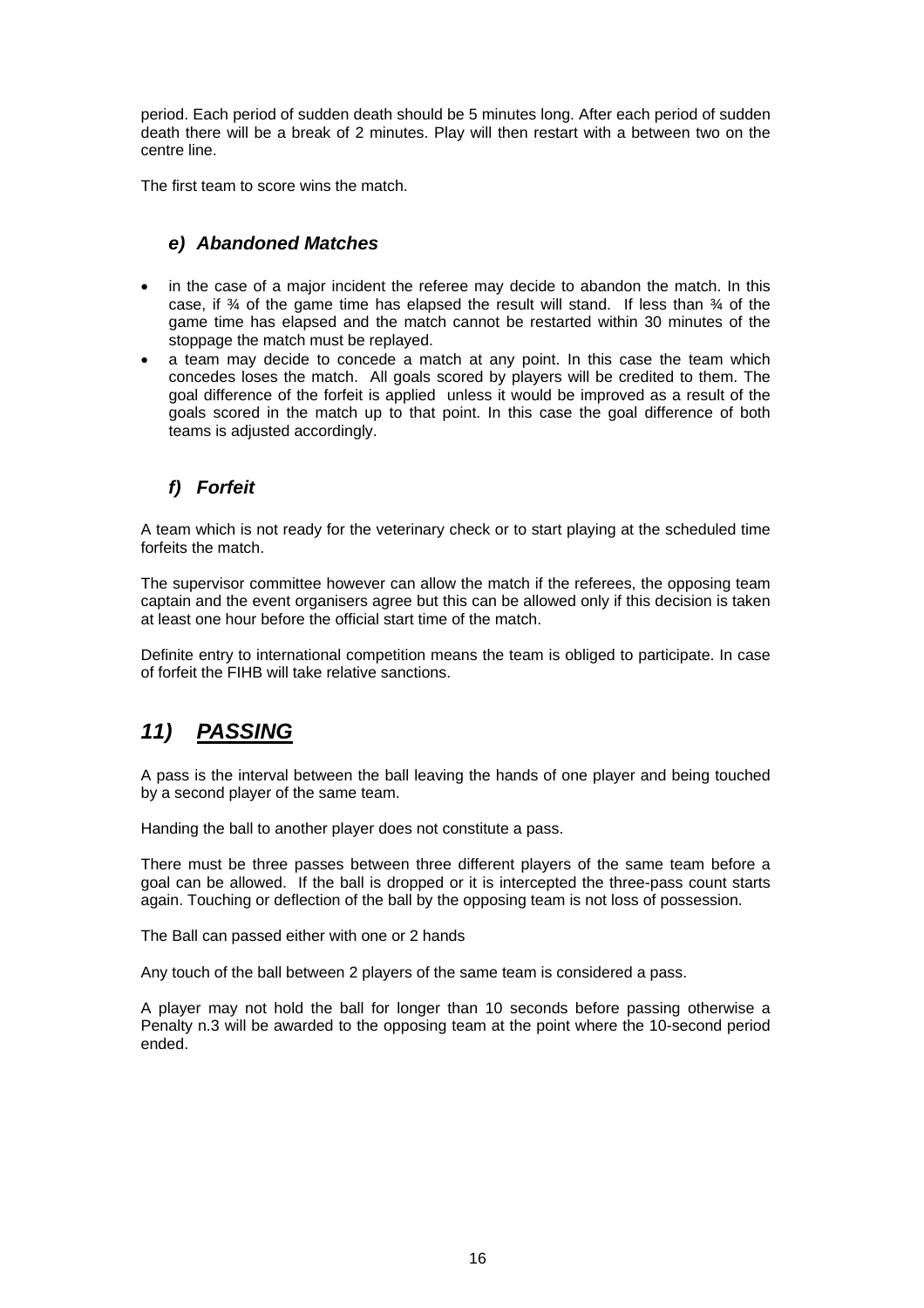period. Each period of sudden death should be 5 minutes long. After each period of sudden death there will be a break of 2 minutes. Play will then restart with a between two on the centre line.

The first team to score wins the match.

### *e) Abandoned Matches*

- in the case of a major incident the referee may decide to abandon the match. In this case, if ¾ of the game time has elapsed the result will stand. If less than ¾ of the game time has elapsed and the match cannot be restarted within 30 minutes of the stoppage the match must be replayed.
- a team may decide to concede a match at any point. In this case the team which concedes loses the match. All goals scored by players will be credited to them. The goal difference of the forfeit is applied unless it would be improved as a result of the goals scored in the match up to that point. In this case the goal difference of both teams is adjusted accordingly.

### *f) Forfeit*

A team which is not ready for the veterinary check or to start playing at the scheduled time forfeits the match.

The supervisor committee however can allow the match if the referees, the opposing team captain and the event organisers agree but this can be allowed only if this decision is taken at least one hour before the official start time of the match.

Definite entry to international competition means the team is obliged to participate. In case of forfeit the FIHB will take relative sanctions.

## *11) PASSING*

A pass is the interval between the ball leaving the hands of one player and being touched by a second player of the same team.

Handing the ball to another player does not constitute a pass.

There must be three passes between three different players of the same team before a goal can be allowed. If the ball is dropped or it is intercepted the three-pass count starts again. Touching or deflection of the ball by the opposing team is not loss of possession.

The Ball can passed either with one or 2 hands

Any touch of the ball between 2 players of the same team is considered a pass.

A player may not hold the ball for longer than 10 seconds before passing otherwise a Penalty n.3 will be awarded to the opposing team at the point where the 10-second period ended.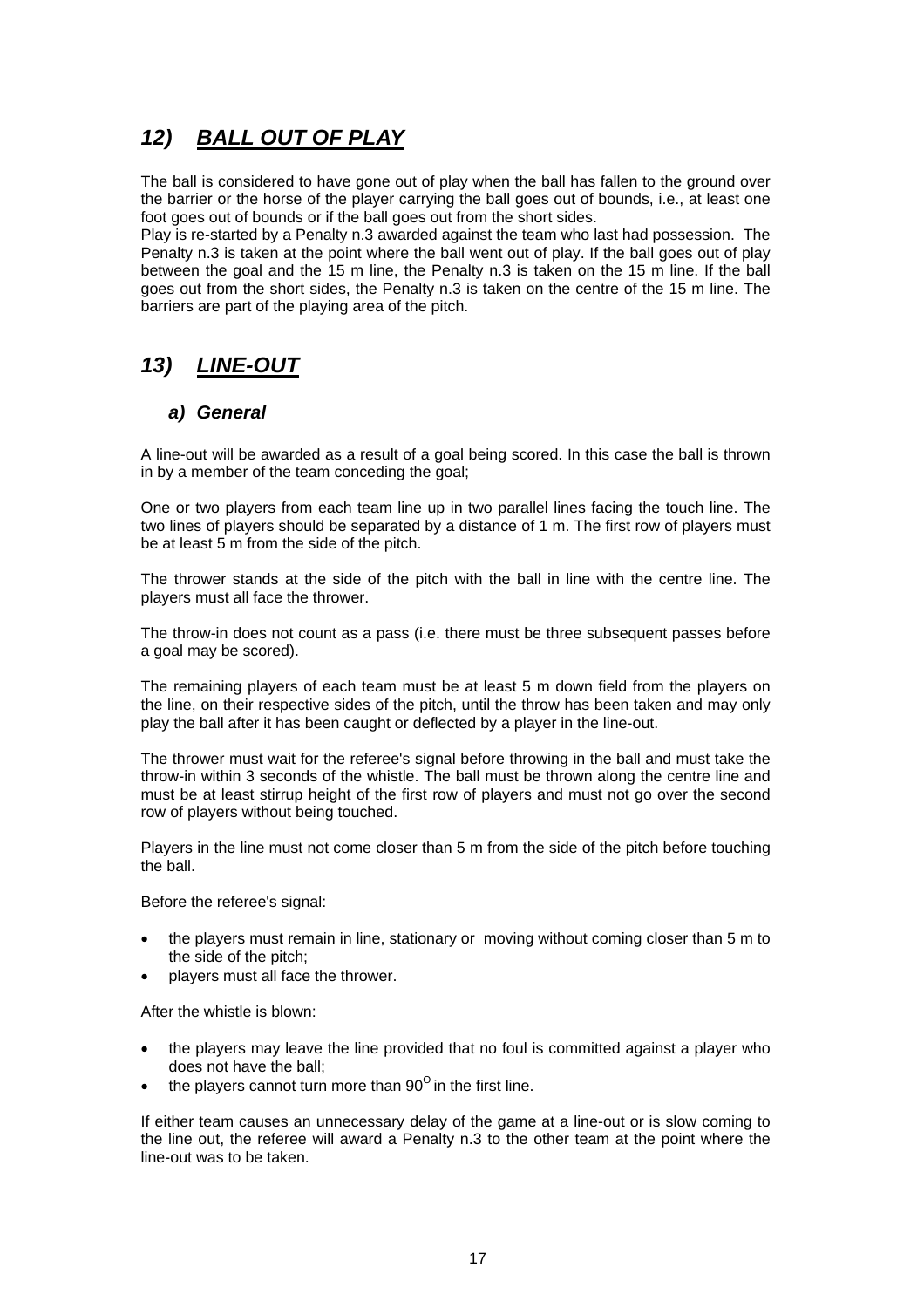## *12) BALL OUT OF PLAY*

The ball is considered to have gone out of play when the ball has fallen to the ground over the barrier or the horse of the player carrying the ball goes out of bounds, i.e., at least one foot goes out of bounds or if the ball goes out from the short sides.
Play is re-started by a Penalty n.3 awarded against the team who last had possession. The Penalty n.3 is taken at the point where the ball went out of play. If the ball goes out of play between the goal and the 15 m line, the Penalty n.3 is taken on the 15 m line. If the ball goes out from the short sides, the Penalty n.3 is taken on the centre of the 15 m line. The barriers are part of the playing area of the pitch.

## *13) LINE-OUT*

### *a) General*

A line-out will be awarded as a result of a goal being scored. In this case the ball is thrown in by a member of the team conceding the goal;

One or two players from each team line up in two parallel lines facing the touch line. The two lines of players should be separated by a distance of 1 m. The first row of players must be at least 5 m from the side of the pitch.

The thrower stands at the side of the pitch with the ball in line with the centre line. The players must all face the thrower.

The throw-in does not count as a pass (i.e. there must be three subsequent passes before a goal may be scored).

The remaining players of each team must be at least 5 m down field from the players on the line, on their respective sides of the pitch, until the throw has been taken and may only play the ball after it has been caught or deflected by a player in the line-out.

The thrower must wait for the referee's signal before throwing in the ball and must take the throw-in within 3 seconds of the whistle. The ball must be thrown along the centre line and must be at least stirrup height of the first row of players and must not go over the second row of players without being touched.

Players in the line must not come closer than 5 m from the side of the pitch before touching the ball.

Before the referee's signal:

- the players must remain in line, stationary or moving without coming closer than 5 m to the side of the pitch;
- players must all face the thrower.

After the whistle is blown:

- the players may leave the line provided that no foul is committed against a player who does not have the ball;
- the players cannot turn more than $90^{O}$ in the first line.

If either team causes an unnecessary delay of the game at a line-out or is slow coming to the line out, the referee will award a Penalty n.3 to the other team at the point where the line-out was to be taken.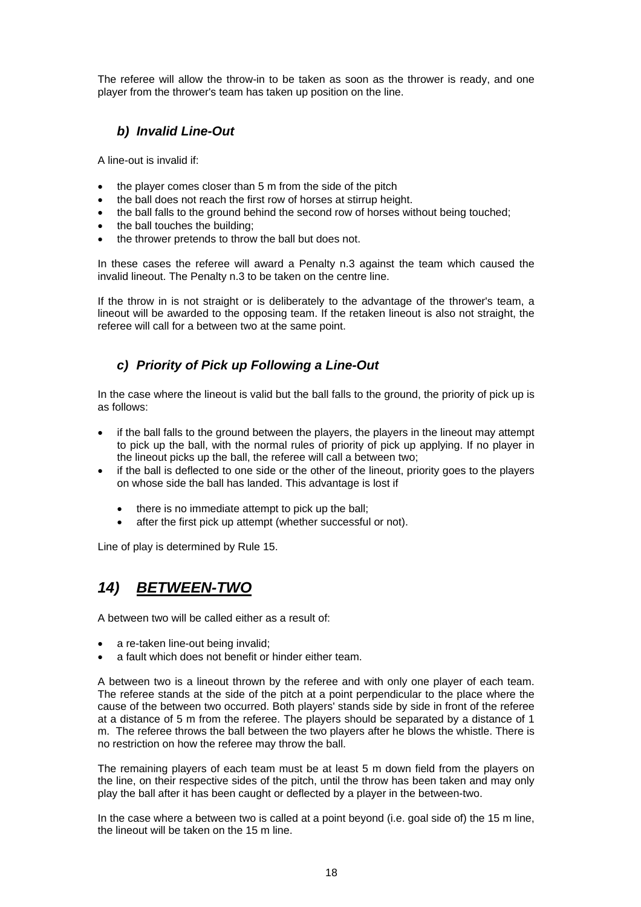The referee will allow the throw-in to be taken as soon as the thrower is ready, and one player from the thrower's team has taken up position on the line.

### *b) Invalid Line-Out*

A line-out is invalid if:

- the player comes closer than 5 m from the side of the pitch
- the ball does not reach the first row of horses at stirrup height.
- the ball falls to the ground behind the second row of horses without being touched;
- the ball touches the building;
- the thrower pretends to throw the ball but does not.

In these cases the referee will award a Penalty n.3 against the team which caused the invalid lineout. The Penalty n.3 to be taken on the centre line.

If the throw in is not straight or is deliberately to the advantage of the thrower's team, a lineout will be awarded to the opposing team. If the retaken lineout is also not straight, the referee will call for a between two at the same point.

### *c) Priority of Pick up Following a Line-Out*

In the case where the lineout is valid but the ball falls to the ground, the priority of pick up is as follows:

- if the ball falls to the ground between the players, the players in the lineout may attempt to pick up the ball, with the normal rules of priority of pick up applying. If no player in the lineout picks up the ball, the referee will call a between two;
- if the ball is deflected to one side or the other of the lineout, priority goes to the players on whose side the ball has landed. This advantage is lost if
  - there is no immediate attempt to pick up the ball;
  - after the first pick up attempt (whether successful or not).

Line of play is determined by Rule 15.

## *14) <u>BETWEEN-TWO</u>*

A between two will be called either as a result of:

- a re-taken line-out being invalid;
- a fault which does not benefit or hinder either team.

A between two is a lineout thrown by the referee and with only one player of each team. The referee stands at the side of the pitch at a point perpendicular to the place where the cause of the between two occurred. Both players' stands side by side in front of the referee at a distance of 5 m from the referee. The players should be separated by a distance of 1 m. The referee throws the ball between the two players after he blows the whistle. There is no restriction on how the referee may throw the ball.

The remaining players of each team must be at least 5 m down field from the players on the line, on their respective sides of the pitch, until the throw has been taken and may only play the ball after it has been caught or deflected by a player in the between-two.

In the case where a between two is called at a point beyond (i.e. goal side of) the 15 m line, the lineout will be taken on the 15 m line.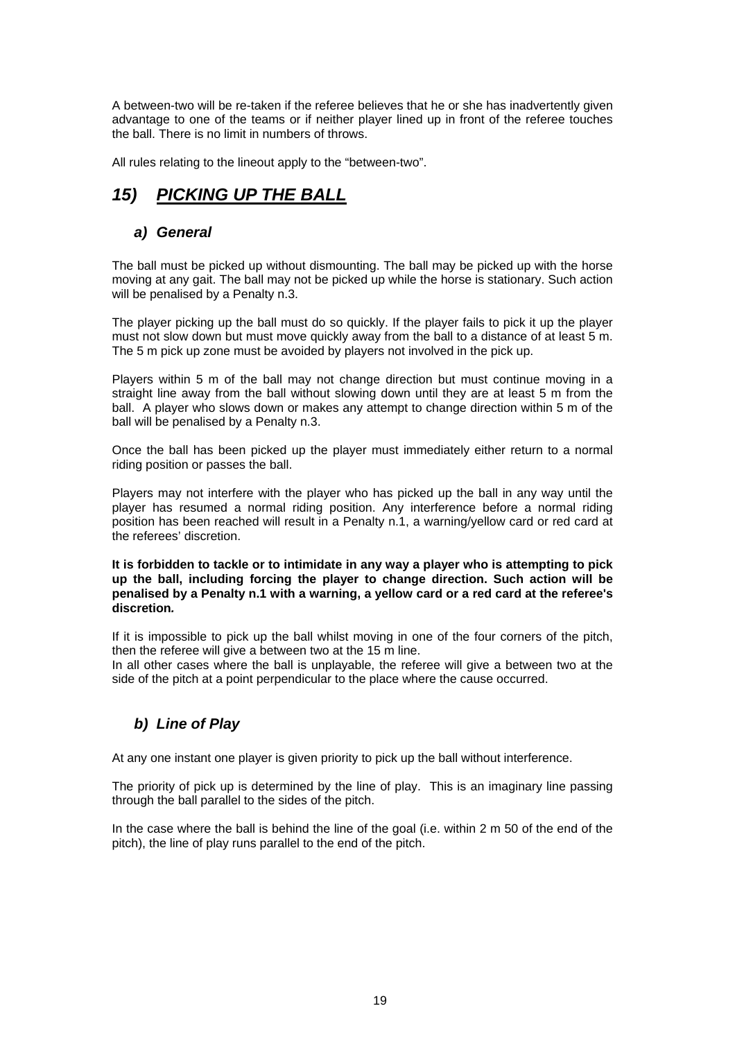A between-two will be re-taken if the referee believes that he or she has inadvertently given advantage to one of the teams or if neither player lined up in front of the referee touches the ball. There is no limit in numbers of throws.

All rules relating to the lineout apply to the "between-two".

## ***15) <u>PICKING UP THE BALL</u>***

### ***a) General***

The ball must be picked up without dismounting. The ball may be picked up with the horse moving at any gait. The ball may not be picked up while the horse is stationary. Such action will be penalised by a Penalty n.3.

The player picking up the ball must do so quickly. If the player fails to pick it up the player must not slow down but must move quickly away from the ball to a distance of at least 5 m. The 5 m pick up zone must be avoided by players not involved in the pick up.

Players within 5 m of the ball may not change direction but must continue moving in a straight line away from the ball without slowing down until they are at least 5 m from the ball. A player who slows down or makes any attempt to change direction within 5 m of the ball will be penalised by a Penalty n.3.

Once the ball has been picked up the player must immediately either return to a normal riding position or passes the ball.

Players may not interfere with the player who has picked up the ball in any way until the player has resumed a normal riding position. Any interference before a normal riding position has been reached will result in a Penalty n.1, a warning/yellow card or red card at the referees' discretion.

**It is forbidden to tackle or to intimidate in any way a player who is attempting to pick up the ball, including forcing the player to change direction. Such action will be penalised by a Penalty n.1 with a warning, a yellow card or a red card at the referee's discretion.**

If it is impossible to pick up the ball whilst moving in one of the four corners of the pitch, then the referee will give a between two at the 15 m line.
In all other cases where the ball is unplayable, the referee will give a between two at the side of the pitch at a point perpendicular to the place where the cause occurred.

### ***b) Line of Play***

At any one instant one player is given priority to pick up the ball without interference.

The priority of pick up is determined by the line of play. This is an imaginary line passing through the ball parallel to the sides of the pitch.

In the case where the ball is behind the line of the goal (i.e. within 2 m 50 of the end of the pitch), the line of play runs parallel to the end of the pitch.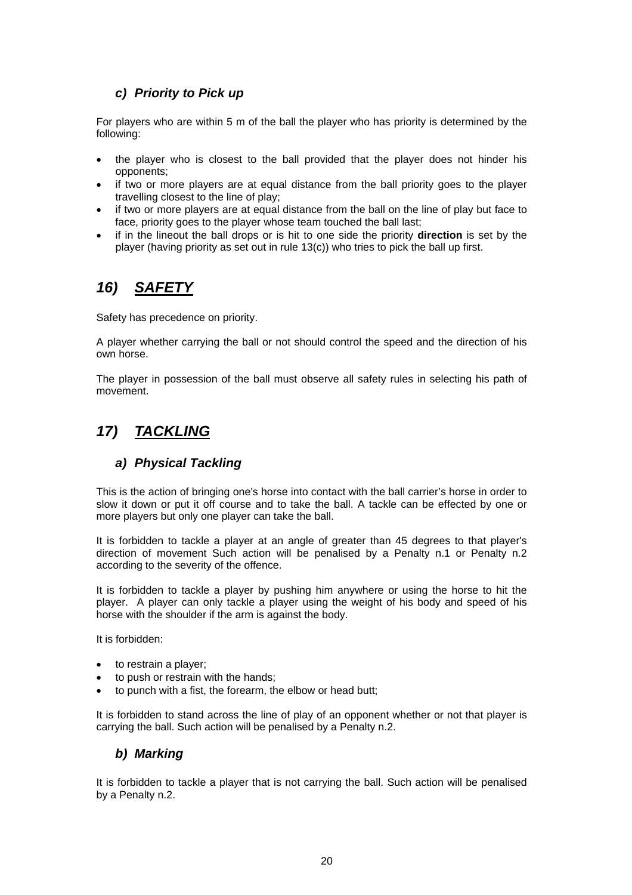### *c) Priority to Pick up*

For players who are within 5 m of the ball the player who has priority is determined by the following:

- the player who is closest to the ball provided that the player does not hinder his opponents;
- if two or more players are at equal distance from the ball priority goes to the player travelling closest to the line of play;
- if two or more players are at equal distance from the ball on the line of play but face to face, priority goes to the player whose team touched the ball last;
- if in the lineout the ball drops or is hit to one side the priority **direction** is set by the player (having priority as set out in rule 13(c)) who tries to pick the ball up first.

## *16) SAFETY*

Safety has precedence on priority.

A player whether carrying the ball or not should control the speed and the direction of his own horse.

The player in possession of the ball must observe all safety rules in selecting his path of movement.

## *17) TACKLING*

### *a) Physical Tackling*

This is the action of bringing one's horse into contact with the ball carrier's horse in order to slow it down or put it off course and to take the ball. A tackle can be effected by one or more players but only one player can take the ball.

It is forbidden to tackle a player at an angle of greater than 45 degrees to that player's direction of movement Such action will be penalised by a Penalty n.1 or Penalty n.2 according to the severity of the offence.

It is forbidden to tackle a player by pushing him anywhere or using the horse to hit the player. A player can only tackle a player using the weight of his body and speed of his horse with the shoulder if the arm is against the body.

It is forbidden:

- to restrain a player;
- to push or restrain with the hands;
- to punch with a fist, the forearm, the elbow or head butt;

It is forbidden to stand across the line of play of an opponent whether or not that player is carrying the ball. Such action will be penalised by a Penalty n.2.

### *b) Marking*

It is forbidden to tackle a player that is not carrying the ball. Such action will be penalised by a Penalty n.2.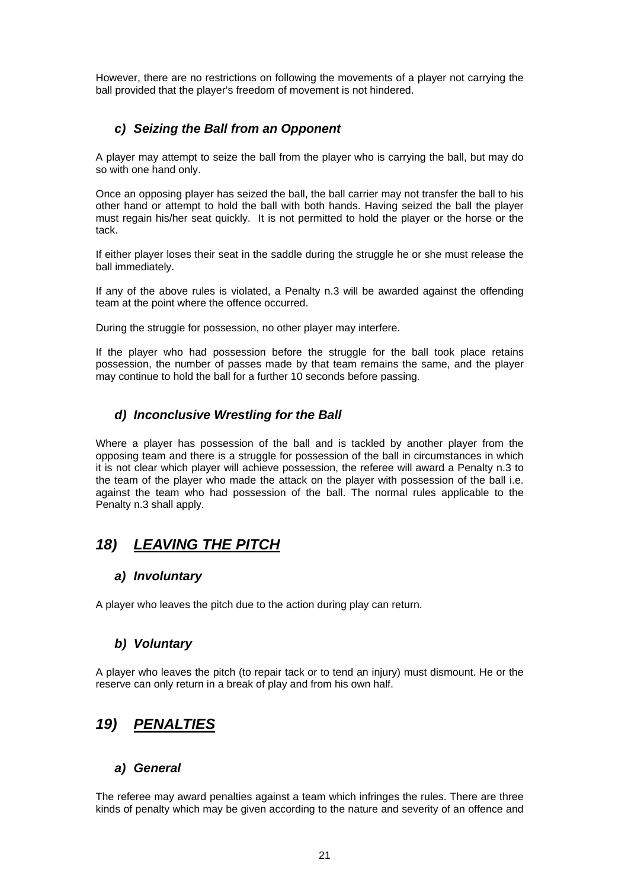However, there are no restrictions on following the movements of a player not carrying the ball provided that the player's freedom of movement is not hindered.

### *c) Seizing the Ball from an Opponent*

A player may attempt to seize the ball from the player who is carrying the ball, but may do so with one hand only.

Once an opposing player has seized the ball, the ball carrier may not transfer the ball to his other hand or attempt to hold the ball with both hands. Having seized the ball the player must regain his/her seat quickly. It is not permitted to hold the player or the horse or the tack.

If either player loses their seat in the saddle during the struggle he or she must release the ball immediately.

If any of the above rules is violated, a Penalty n.3 will be awarded against the offending team at the point where the offence occurred.

During the struggle for possession, no other player may interfere.

If the player who had possession before the struggle for the ball took place retains possession, the number of passes made by that team remains the same, and the player may continue to hold the ball for a further 10 seconds before passing.

### *d) Inconclusive Wrestling for the Ball*

Where a player has possession of the ball and is tackled by another player from the opposing team and there is a struggle for possession of the ball in circumstances in which it is not clear which player will achieve possession, the referee will award a Penalty n.3 to the team of the player who made the attack on the player with possession of the ball i.e. against the team who had possession of the ball. The normal rules applicable to the Penalty n.3 shall apply.

## *18) <u>LEAVING THE PITCH</u>*

### *a) Involuntary*

A player who leaves the pitch due to the action during play can return.

### *b) Voluntary*

A player who leaves the pitch (to repair tack or to tend an injury) must dismount. He or the reserve can only return in a break of play and from his own half.

## *19) <u>PENALTIES</u>*

### *a) General*

The referee may award penalties against a team which infringes the rules. There are three kinds of penalty which may be given according to the nature and severity of an offence and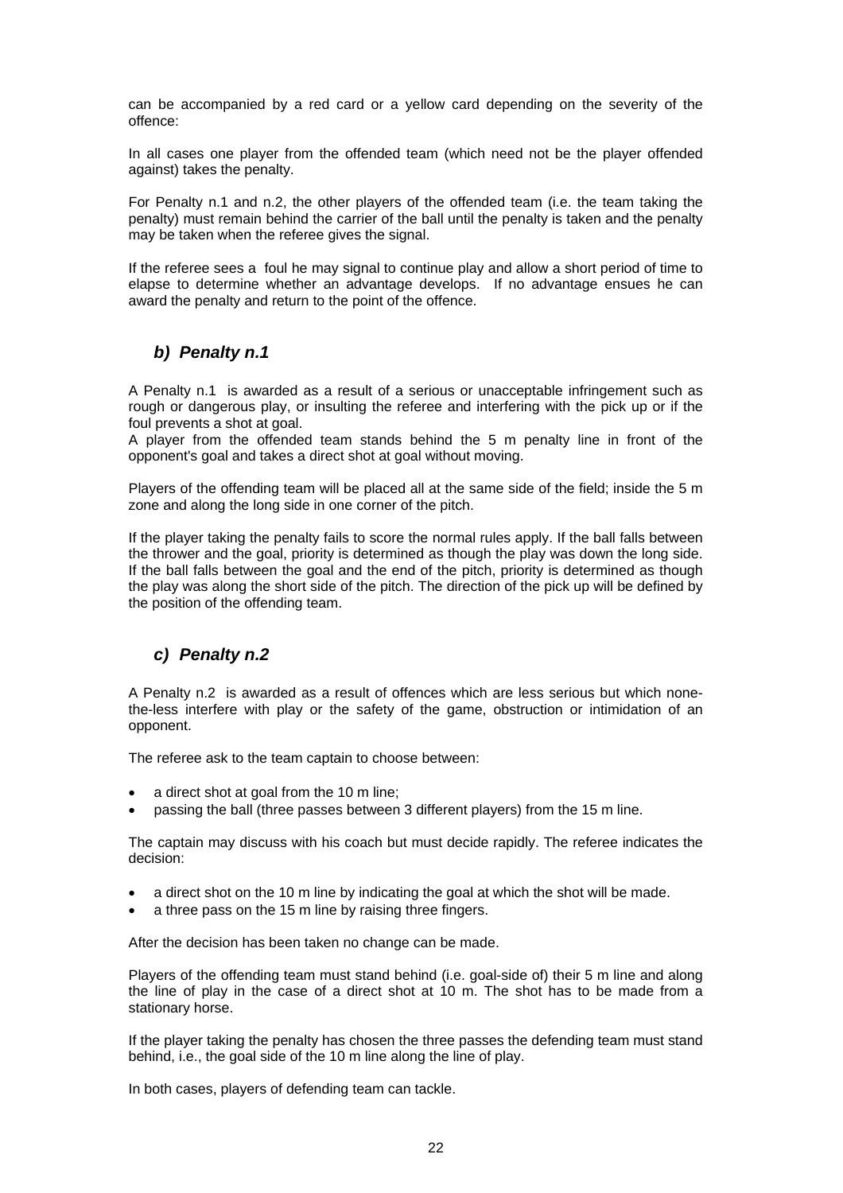can be accompanied by a red card or a yellow card depending on the severity of the offence:

In all cases one player from the offended team (which need not be the player offended against) takes the penalty.

For Penalty n.1 and n.2, the other players of the offended team (i.e. the team taking the penalty) must remain behind the carrier of the ball until the penalty is taken and the penalty may be taken when the referee gives the signal.

If the referee sees a foul he may signal to continue play and allow a short period of time to elapse to determine whether an advantage develops. If no advantage ensues he can award the penalty and return to the point of the offence.

### *b) Penalty n.1*

A Penalty n.1 is awarded as a result of a serious or unacceptable infringement such as rough or dangerous play, or insulting the referee and interfering with the pick up or if the foul prevents a shot at goal.
A player from the offended team stands behind the 5 m penalty line in front of the opponent's goal and takes a direct shot at goal without moving.

Players of the offending team will be placed all at the same side of the field; inside the 5 m zone and along the long side in one corner of the pitch.

If the player taking the penalty fails to score the normal rules apply. If the ball falls between the thrower and the goal, priority is determined as though the play was down the long side. If the ball falls between the goal and the end of the pitch, priority is determined as though the play was along the short side of the pitch. The direction of the pick up will be defined by the position of the offending team.

### *c) Penalty n.2*

A Penalty n.2 is awarded as a result of offences which are less serious but which none-the-less interfere with play or the safety of the game, obstruction or intimidation of an opponent.

The referee ask to the team captain to choose between:

- a direct shot at goal from the 10 m line;
- passing the ball (three passes between 3 different players) from the 15 m line.

The captain may discuss with his coach but must decide rapidly. The referee indicates the decision:

- a direct shot on the 10 m line by indicating the goal at which the shot will be made.
- a three pass on the 15 m line by raising three fingers.

After the decision has been taken no change can be made.

Players of the offending team must stand behind (i.e. goal-side of) their 5 m line and along the line of play in the case of a direct shot at 10 m. The shot has to be made from a stationary horse.

If the player taking the penalty has chosen the three passes the defending team must stand behind, i.e., the goal side of the 10 m line along the line of play.

In both cases, players of defending team can tackle.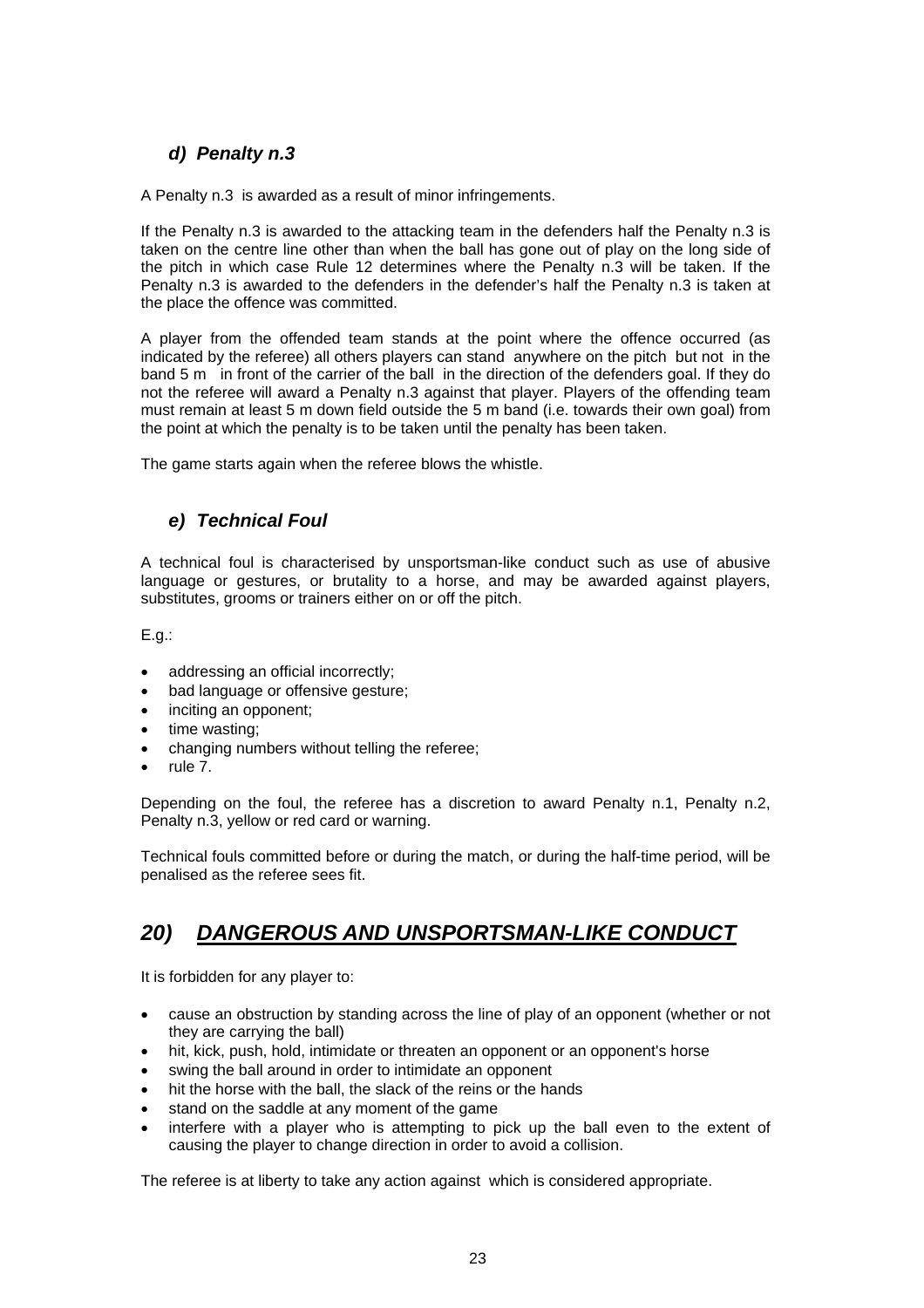### *d) Penalty n.3*

A Penalty n.3 is awarded as a result of minor infringements.

If the Penalty n.3 is awarded to the attacking team in the defenders half the Penalty n.3 is taken on the centre line other than when the ball has gone out of play on the long side of the pitch in which case Rule 12 determines where the Penalty n.3 will be taken. If the Penalty n.3 is awarded to the defenders in the defender's half the Penalty n.3 is taken at the place the offence was committed.

A player from the offended team stands at the point where the offence occurred (as indicated by the referee) all others players can stand anywhere on the pitch but not in the band 5 m in front of the carrier of the ball in the direction of the defenders goal. If they do not the referee will award a Penalty n.3 against that player. Players of the offending team must remain at least 5 m down field outside the 5 m band (i.e. towards their own goal) from the point at which the penalty is to be taken until the penalty has been taken.

The game starts again when the referee blows the whistle.

### *e) Technical Foul*

A technical foul is characterised by unsportsman-like conduct such as use of abusive language or gestures, or brutality to a horse, and may be awarded against players, substitutes, grooms or trainers either on or off the pitch.

E.g.:

- addressing an official incorrectly;
- bad language or offensive gesture;
- inciting an opponent;
- time wasting;
- changing numbers without telling the referee;
- rule 7.

Depending on the foul, the referee has a discretion to award Penalty n.1, Penalty n.2, Penalty n.3, yellow or red card or warning.

Technical fouls committed before or during the match, or during the half-time period, will be penalised as the referee sees fit.

## *20) DANGEROUS AND UNSPORTSMAN-LIKE CONDUCT*

It is forbidden for any player to:

- cause an obstruction by standing across the line of play of an opponent (whether or not they are carrying the ball)
- hit, kick, push, hold, intimidate or threaten an opponent or an opponent's horse
- swing the ball around in order to intimidate an opponent
- hit the horse with the ball, the slack of the reins or the hands
- stand on the saddle at any moment of the game
- interfere with a player who is attempting to pick up the ball even to the extent of causing the player to change direction in order to avoid a collision.

The referee is at liberty to take any action against which is considered appropriate.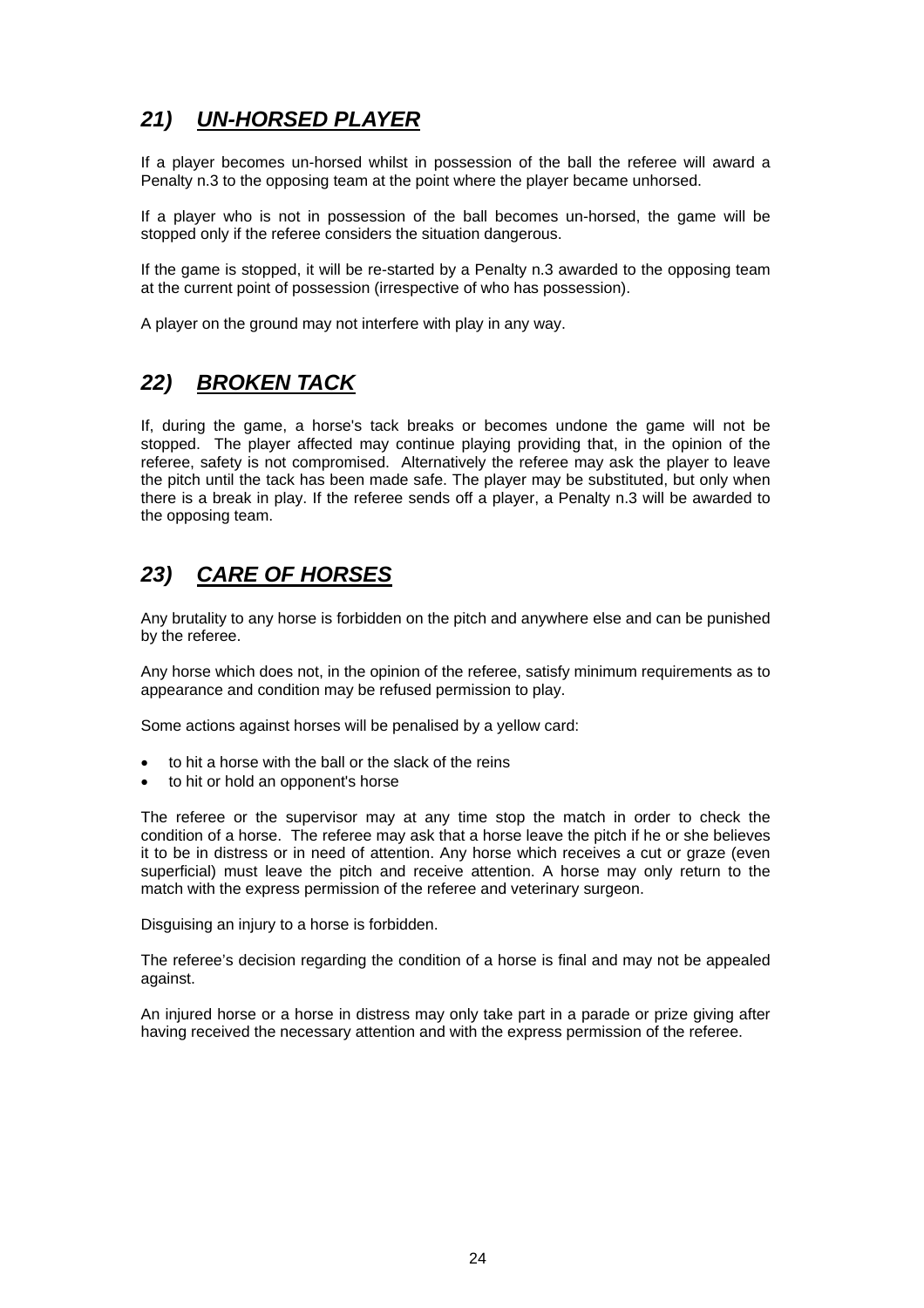## *21) UN-HORSED PLAYER*

If a player becomes un-horsed whilst in possession of the ball the referee will award a Penalty n.3 to the opposing team at the point where the player became unhorsed.

If a player who is not in possession of the ball becomes un-horsed, the game will be stopped only if the referee considers the situation dangerous.

If the game is stopped, it will be re-started by a Penalty n.3 awarded to the opposing team at the current point of possession (irrespective of who has possession).

A player on the ground may not interfere with play in any way.

## *22) BROKEN TACK*

If, during the game, a horse's tack breaks or becomes undone the game will not be stopped. The player affected may continue playing providing that, in the opinion of the referee, safety is not compromised. Alternatively the referee may ask the player to leave the pitch until the tack has been made safe. The player may be substituted, but only when there is a break in play. If the referee sends off a player, a Penalty n.3 will be awarded to the opposing team.

## *23) CARE OF HORSES*

Any brutality to any horse is forbidden on the pitch and anywhere else and can be punished by the referee.

Any horse which does not, in the opinion of the referee, satisfy minimum requirements as to appearance and condition may be refused permission to play.

Some actions against horses will be penalised by a yellow card:

- to hit a horse with the ball or the slack of the reins
- to hit or hold an opponent's horse

The referee or the supervisor may at any time stop the match in order to check the condition of a horse. The referee may ask that a horse leave the pitch if he or she believes it to be in distress or in need of attention. Any horse which receives a cut or graze (even superficial) must leave the pitch and receive attention. A horse may only return to the match with the express permission of the referee and veterinary surgeon.

Disguising an injury to a horse is forbidden.

The referee's decision regarding the condition of a horse is final and may not be appealed against.

An injured horse or a horse in distress may only take part in a parade or prize giving after having received the necessary attention and with the express permission of the referee.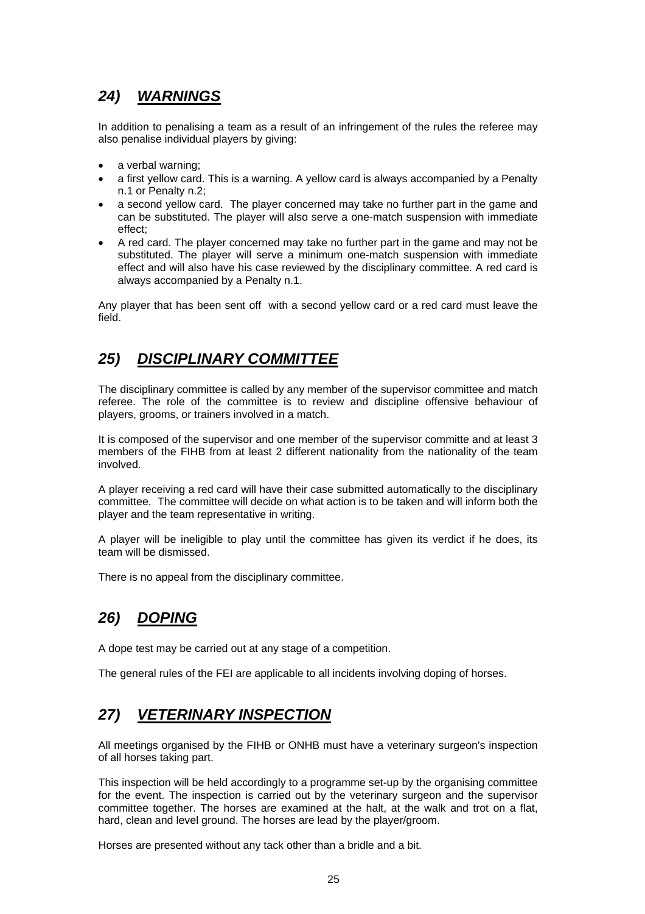## *24) WARNINGS*

In addition to penalising a team as a result of an infringement of the rules the referee may also penalise individual players by giving:

- a verbal warning;
- a first yellow card. This is a warning. A yellow card is always accompanied by a Penalty n.1 or Penalty n.2;
- a second yellow card. The player concerned may take no further part in the game and can be substituted. The player will also serve a one-match suspension with immediate effect;
- A red card. The player concerned may take no further part in the game and may not be substituted. The player will serve a minimum one-match suspension with immediate effect and will also have his case reviewed by the disciplinary committee. A red card is always accompanied by a Penalty n.1.

Any player that has been sent off with a second yellow card or a red card must leave the field.

## *25) DISCIPLINARY COMMITTEE*

The disciplinary committee is called by any member of the supervisor committee and match referee. The role of the committee is to review and discipline offensive behaviour of players, grooms, or trainers involved in a match.

It is composed of the supervisor and one member of the supervisor committe and at least 3 members of the FIHB from at least 2 different nationality from the nationality of the team involved.

A player receiving a red card will have their case submitted automatically to the disciplinary committee. The committee will decide on what action is to be taken and will inform both the player and the team representative in writing.

A player will be ineligible to play until the committee has given its verdict if he does, its team will be dismissed.

There is no appeal from the disciplinary committee.

## *26) DOPING*

A dope test may be carried out at any stage of a competition.

The general rules of the FEI are applicable to all incidents involving doping of horses.

## *27) VETERINARY INSPECTION*

All meetings organised by the FIHB or ONHB must have a veterinary surgeon's inspection of all horses taking part.

This inspection will be held accordingly to a programme set-up by the organising committee for the event. The inspection is carried out by the veterinary surgeon and the supervisor committee together. The horses are examined at the halt, at the walk and trot on a flat, hard, clean and level ground. The horses are lead by the player/groom.

Horses are presented without any tack other than a bridle and a bit.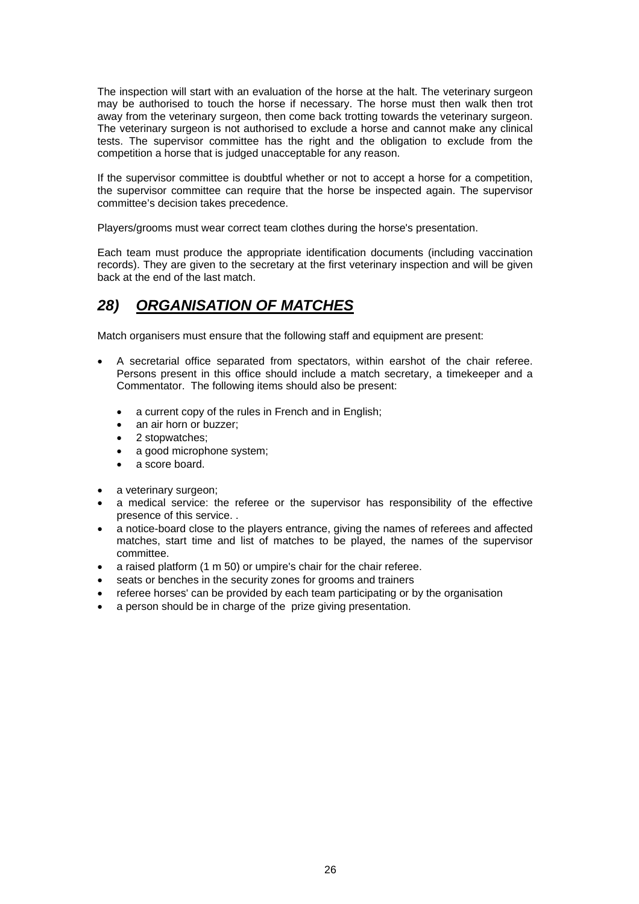The inspection will start with an evaluation of the horse at the halt. The veterinary surgeon may be authorised to touch the horse if necessary. The horse must then walk then trot away from the veterinary surgeon, then come back trotting towards the veterinary surgeon. The veterinary surgeon is not authorised to exclude a horse and cannot make any clinical tests. The supervisor committee has the right and the obligation to exclude from the competition a horse that is judged unacceptable for any reason.

If the supervisor committee is doubtful whether or not to accept a horse for a competition, the supervisor committee can require that the horse be inspected again. The supervisor committee's decision takes precedence.

Players/grooms must wear correct team clothes during the horse's presentation.

Each team must produce the appropriate identification documents (including vaccination records). They are given to the secretary at the first veterinary inspection and will be given back at the end of the last match.

## *28) <u>ORGANISATION OF MATCHES</u>*

Match organisers must ensure that the following staff and equipment are present:

- A secretarial office separated from spectators, within earshot of the chair referee. Persons present in this office should include a match secretary, a timekeeper and a Commentator. The following items should also be present:
  - a current copy of the rules in French and in English;
  - an air horn or buzzer;
  - 2 stopwatches;
  - a good microphone system;
  - a score board.
- a veterinary surgeon;
- a medical service: the referee or the supervisor has responsibility of the effective presence of this service. .
- a notice-board close to the players entrance, giving the names of referees and affected matches, start time and list of matches to be played, the names of the supervisor committee.
- a raised platform (1 m 50) or umpire's chair for the chair referee.
- seats or benches in the security zones for grooms and trainers
- referee horses' can be provided by each team participating or by the organisation
- a person should be in charge of the prize giving presentation.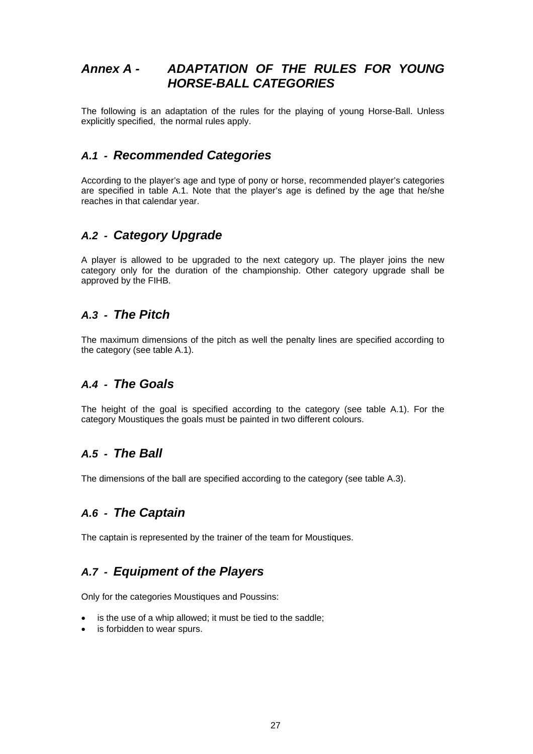# Annex A - ADAPTATION OF THE RULES FOR YOUNG HORSE-BALL CATEGORIES

The following is an adaptation of the rules for the playing of young Horse-Ball. Unless explicitly specified, the normal rules apply.

## A.1 - Recommended Categories

According to the player's age and type of pony or horse, recommended player's categories are specified in table A.1. Note that the player's age is defined by the age that he/she reaches in that calendar year.

## A.2 - Category Upgrade

A player is allowed to be upgraded to the next category up. The player joins the new category only for the duration of the championship. Other category upgrade shall be approved by the FIHB.

## A.3 - The Pitch

The maximum dimensions of the pitch as well the penalty lines are specified according to the category (see table A.1).

## A.4 - The Goals

The height of the goal is specified according to the category (see table A.1). For the category Moustiques the goals must be painted in two different colours.

## A.5 - The Ball

The dimensions of the ball are specified according to the category (see table A.3).

## A.6 - The Captain

The captain is represented by the trainer of the team for Moustiques.

## A.7 - Equipment of the Players

Only for the categories Moustiques and Poussins:

- is the use of a whip allowed; it must be tied to the saddle;
- is forbidden to wear spurs.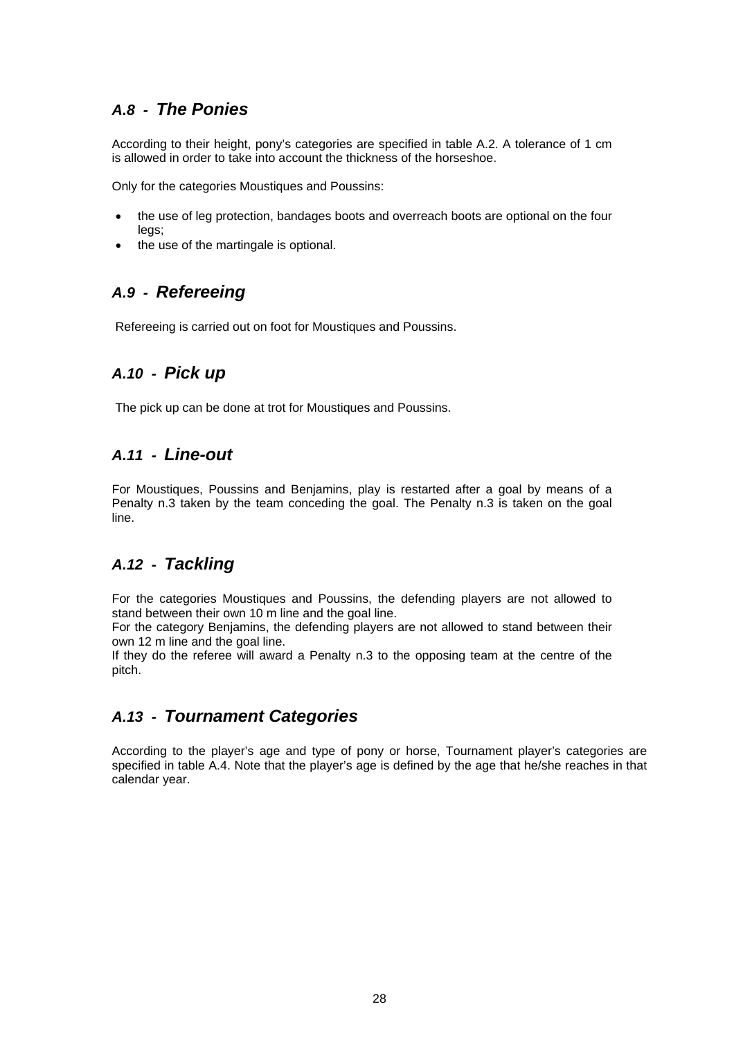## *A.8 - The Ponies*

According to their height, pony's categories are specified in table A.2. A tolerance of 1 cm is allowed in order to take into account the thickness of the horseshoe.

Only for the categories Moustiques and Poussins:

- the use of leg protection, bandages boots and overreach boots are optional on the four legs;
- the use of the martingale is optional.

## *A.9 - Refereeing*

Refereeing is carried out on foot for Moustiques and Poussins.

## *A.10 - Pick up*

The pick up can be done at trot for Moustiques and Poussins.

## *A.11 - Line-out*

For Moustiques, Poussins and Benjamins, play is restarted after a goal by means of a Penalty n.3 taken by the team conceding the goal. The Penalty n.3 is taken on the goal line.

## *A.12 - Tackling*

For the categories Moustiques and Poussins, the defending players are not allowed to stand between their own 10 m line and the goal line.
For the category Benjamins, the defending players are not allowed to stand between their own 12 m line and the goal line.
If they do the referee will award a Penalty n.3 to the opposing team at the centre of the pitch.

## *A.13 - Tournament Categories*

According to the player's age and type of pony or horse, Tournament player's categories are specified in table A.4. Note that the player's age is defined by the age that he/she reaches in that calendar year.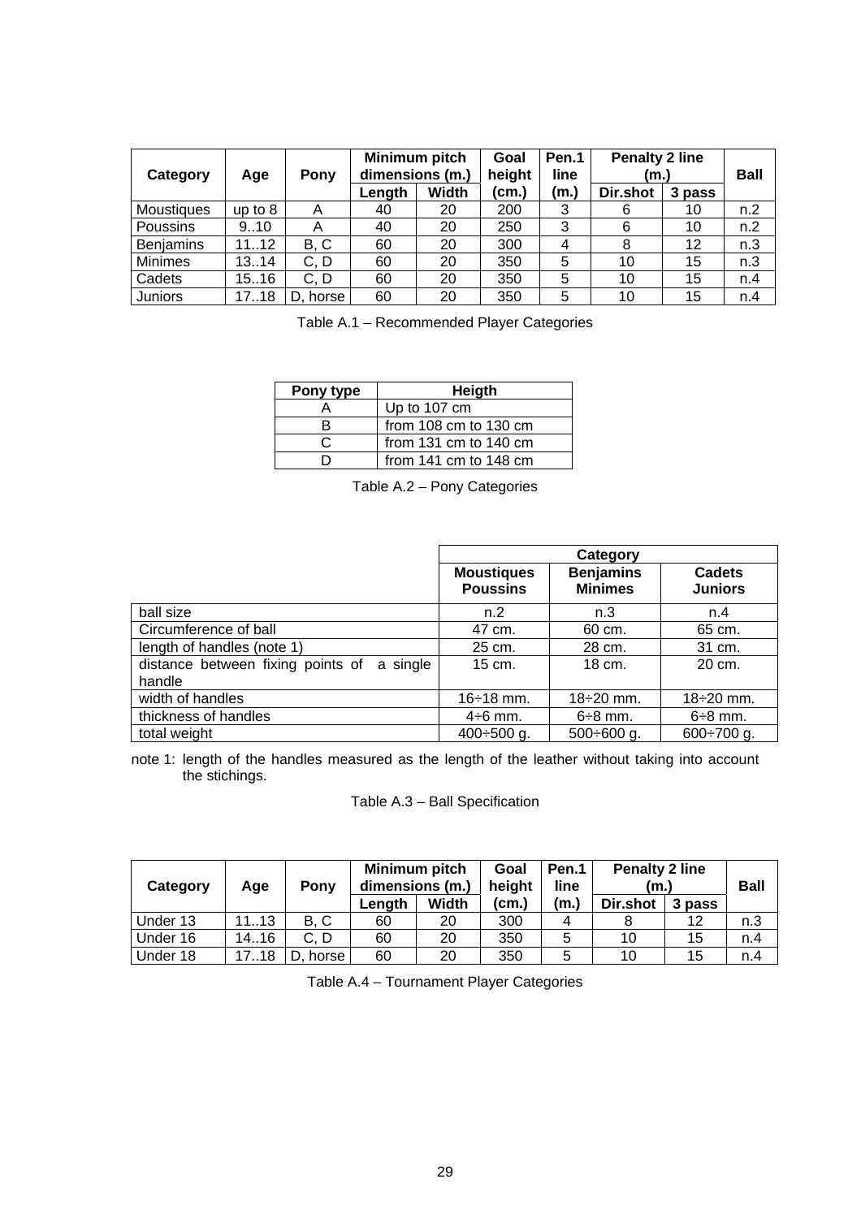| Category | Age | Pony | Minimum pitch dimensions (m.) | | Goal height (cm.) | Pen.1 line (m.) | Penalty 2 line (m.) | | Ball |
|---|---|---|---|---|---|---|---|---|---|
| | | | Length | Width | | | Dir.shot | 3 pass | |
| Moustiques | up to 8 | A | 40 | 20 | 200 | 3 | 6 | 10 | n.2 |
| Poussins | 9..10 | A | 40 | 20 | 250 | 3 | 6 | 10 | n.2 |
| Benjamins | 11..12 | B, C | 60 | 20 | 300 | 4 | 8 | 12 | n.3 |
| Minimes | 13..14 | C, D | 60 | 20 | 350 | 5 | 10 | 15 | n.3 |
| Cadets | 15..16 | C, D | 60 | 20 | 350 | 5 | 10 | 15 | n.4 |
| Juniors | 17..18 | D, horse | 60 | 20 | 350 | 5 | 10 | 15 | n.4 |

Table A.1 – Recommended Player Categories

| Pony type | Heigth |
|---|---|
| A | Up to 107 cm |
| B | from 108 cm to 130 cm |
| C | from 131 cm to 140 cm |
| D | from 141 cm to 148 cm |

Table A.2 – Pony Categories

| | Category | | |
|---|---|---|---|
| | Moustiques Poussins | Benjamins Minimes | Cadets Juniors |
| ball size | n.2 | n.3 | n.4 |
| Circumference of ball | 47 cm. | 60 cm. | 65 cm. |
| length of handles (note 1) | 25 cm. | 28 cm. | 31 cm. |
| distance between fixing points of a single handle | 15 cm. | 18 cm. | 20 cm. |
| width of handles | 16÷18 mm. | 18÷20 mm. | 18÷20 mm. |
| thickness of handles | 4÷6 mm. | 6÷8 mm. | 6÷8 mm. |
| total weight | 400÷500 g. | 500÷600 g. | 600÷700 g. |

note 1: length of the handles measured as the length of the leather without taking into account the stichings.

Table A.3 – Ball Specification

| Category | Age | Pony | Minimum pitch dimensions (m.) | | Goal height (cm.) | Pen.1 line (m.) | Penalty 2 line (m.) | | Ball |
|---|---|---|---|---|---|---|---|---|---|
| | | | Length | Width | | | Dir.shot | 3 pass | |
| Under 13 | 11..13 | B, C | 60 | 20 | 300 | 4 | 8 | 12 | n.3 |
| Under 16 | 14..16 | C, D | 60 | 20 | 350 | 5 | 10 | 15 | n.4 |
| Under 18 | 17..18 | D, horse | 60 | 20 | 350 | 5 | 10 | 15 | n.4 |

Table A.4 – Tournament Player Categories